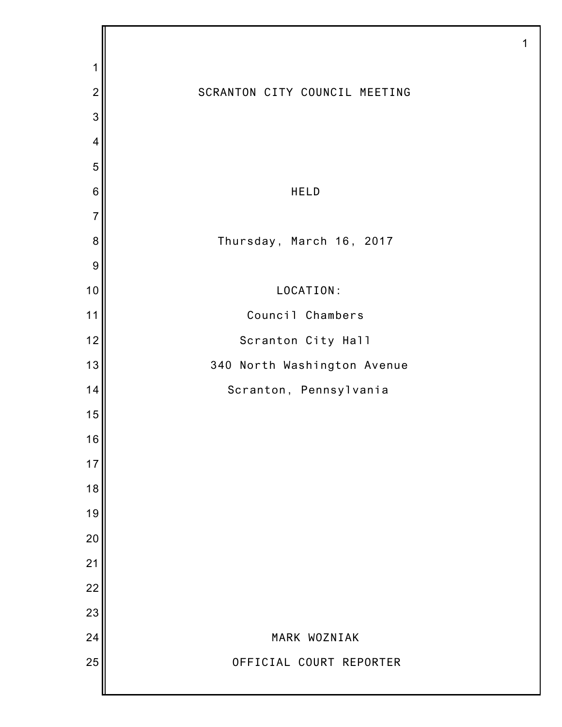# SCRANTON CITY COUNCIL MEETING

HELD

Thursday, March 16, 2017

LOCATION:

Council Chambers

Scranton City Hall

340 North Washington Avenue

Scranton, Pennsylvania

MARK WOZNIAK

OFFICIAL COURT REPORTER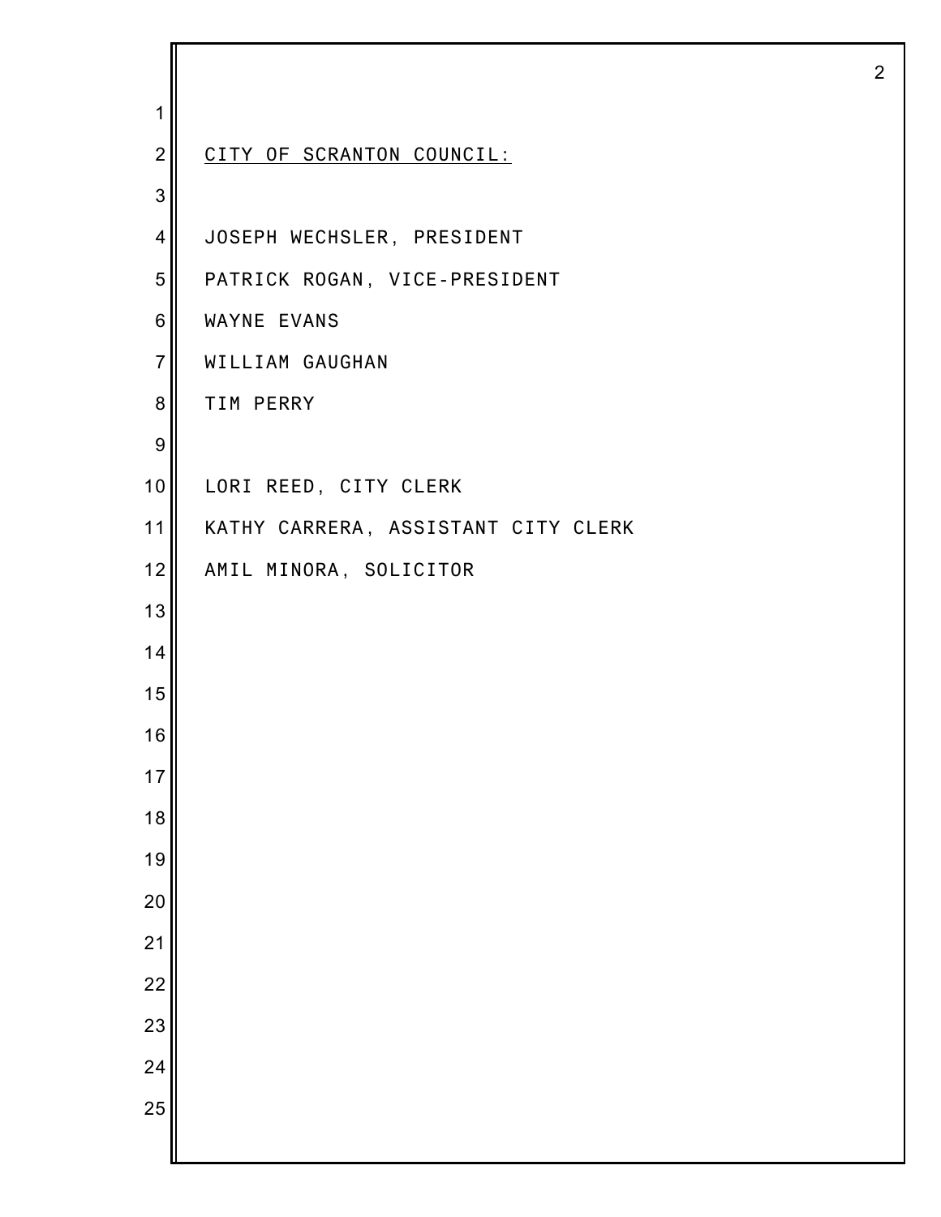CITY OF SCRANTON COUNCIL:

JOSEPH WECHSLER, PRESIDENT

PATRICK ROGAN, VICE-PRESIDENT

WAYNE EVANS

WILLIAM GAUGHAN

TIM PERRY

LORI REED, CITY CLERK

KATHY CARRERA, ASSISTANT CITY CLERK

AMIL MINORA, SOLICITOR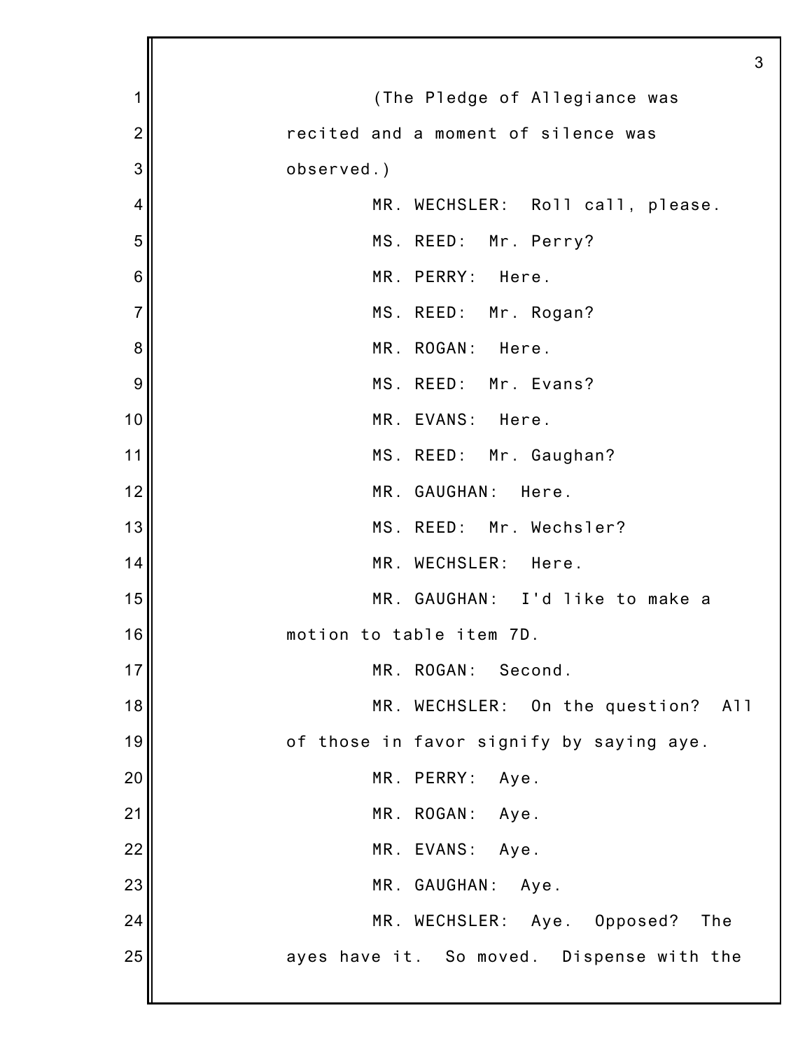(The Pledge of Allegiance was recited and a moment of silence was observed.)

MR. WECHSLER: Roll call, please.

MS. REED: Mr. Perry?

MR. PERRY: Here.

MS. REED: Mr. Rogan?

MR. ROGAN: Here.

MS. REED: Mr. Evans?

MR. EVANS: Here.

MS. REED: Mr. Gaughan?

MR. GAUGHAN: Here.

MS. REED: Mr. Wechsler?

MR. WECHSLER: Here.

MR. GAUGHAN: I'd like to make a motion to table item 7D.

MR. ROGAN: Second.

MR. WECHSLER: On the question? All of those in favor signify by saying aye.

MR. PERRY: Aye.

MR. ROGAN: Aye.

MR. EVANS: Aye.

MR. GAUGHAN: Aye.

MR. WECHSLER: Aye. Opposed? The ayes have it. So moved. Dispense with the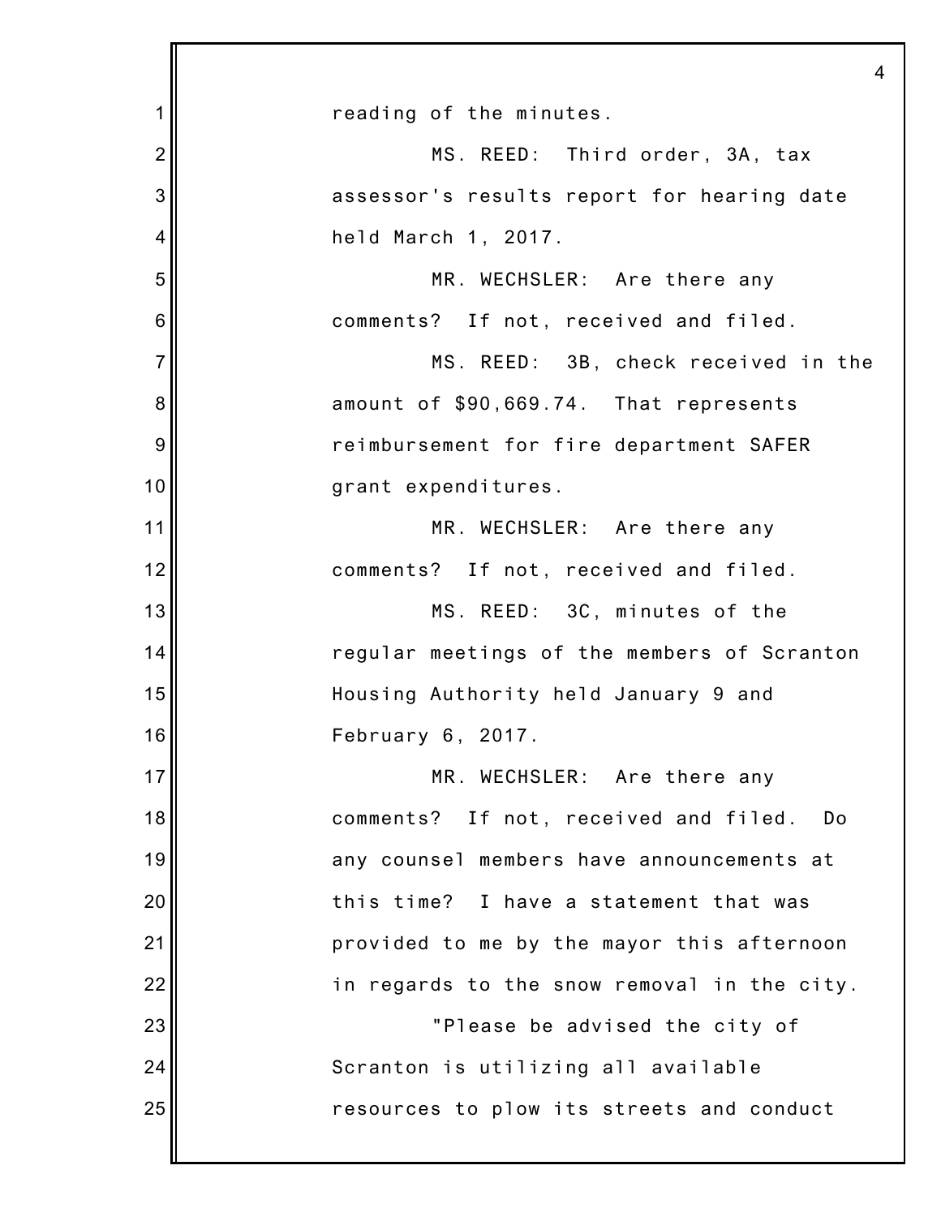reading of the minutes.

MS. REED: Third order, 3A, tax assessor's results report for hearing date held March 1, 2017.

MR. WECHSLER: Are there any comments? If not, received and filed.

MS. REED: 3B, check received in the amount of $90,669.74. That represents reimbursement for fire department SAFER grant expenditures.

MR. WECHSLER: Are there any comments? If not, received and filed.

MS. REED: 3C, minutes of the regular meetings of the members of Scranton Housing Authority held January 9 and February 6, 2017.

MR. WECHSLER: Are there any comments? If not, received and filed. Do any counsel members have announcements at this time? I have a statement that was provided to me by the mayor this afternoon in regards to the snow removal in the city.

"Please be advised the city of Scranton is utilizing all available resources to plow its streets and conduct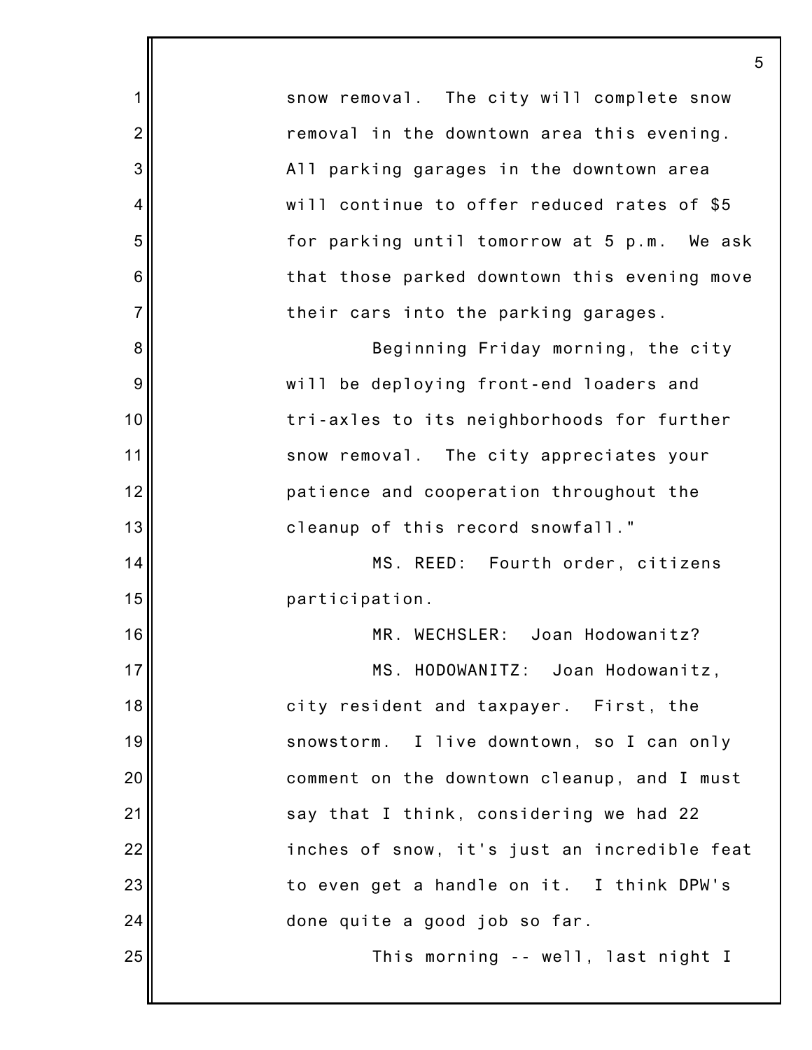snow removal. The city will complete snow removal in the downtown area this evening. All parking garages in the downtown area will continue to offer reduced rates of $5 for parking until tomorrow at 5 p.m. We ask that those parked downtown this evening move their cars into the parking garages.

Beginning Friday morning, the city will be deploying front-end loaders and tri-axles to its neighborhoods for further snow removal. The city appreciates your patience and cooperation throughout the cleanup of this record snowfall."

MS. REED: Fourth order, citizens participation.

MR. WECHSLER: Joan Hodowanitz?

MS. HODOWANITZ: Joan Hodowanitz, city resident and taxpayer. First, the snowstorm. I live downtown, so I can only comment on the downtown cleanup, and I must say that I think, considering we had 22 inches of snow, it's just an incredible feat to even get a handle on it. I think DPW's done quite a good job so far.

This morning -- well, last night I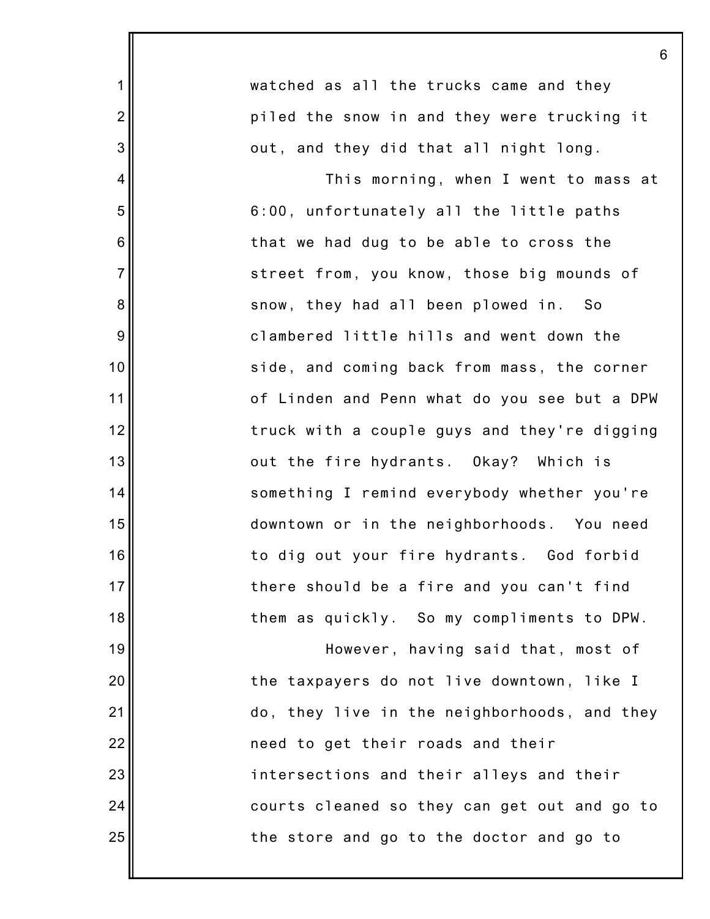watched as all the trucks came and they piled the snow in and they were trucking it out, and they did that all night long.

This morning, when I went to mass at 6:00, unfortunately all the little paths that we had dug to be able to cross the street from, you know, those big mounds of snow, they had all been plowed in. So clambered little hills and went down the side, and coming back from mass, the corner of Linden and Penn what do you see but a DPW truck with a couple guys and they're digging out the fire hydrants. Okay? Which is something I remind everybody whether you're downtown or in the neighborhoods. You need to dig out your fire hydrants. God forbid there should be a fire and you can't find them as quickly. So my compliments to DPW.

However, having said that, most of the taxpayers do not live downtown, like I do, they live in the neighborhoods, and they need to get their roads and their intersections and their alleys and their courts cleaned so they can get out and go to the store and go to the doctor and go to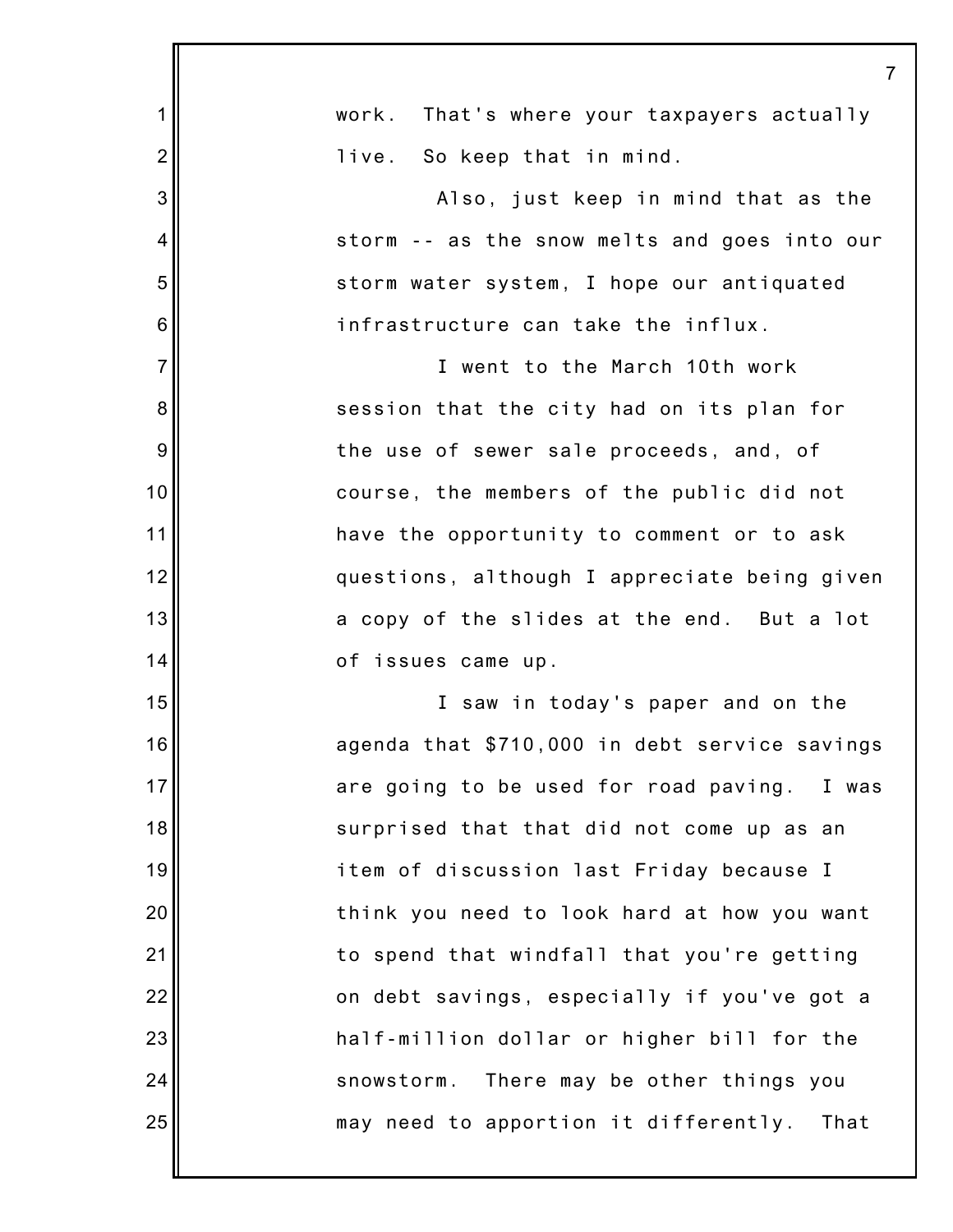work. That's where your taxpayers actually live. So keep that in mind.

Also, just keep in mind that as the storm -- as the snow melts and goes into our storm water system, I hope our antiquated infrastructure can take the influx.

I went to the March 10th work session that the city had on its plan for the use of sewer sale proceeds, and, of course, the members of the public did not have the opportunity to comment or to ask questions, although I appreciate being given a copy of the slides at the end. But a lot of issues came up.

I saw in today's paper and on the agenda that $710,000 in debt service savings are going to be used for road paving. I was surprised that that did not come up as an item of discussion last Friday because I think you need to look hard at how you want to spend that windfall that you're getting on debt savings, especially if you've got a half-million dollar or higher bill for the snowstorm. There may be other things you may need to apportion it differently. That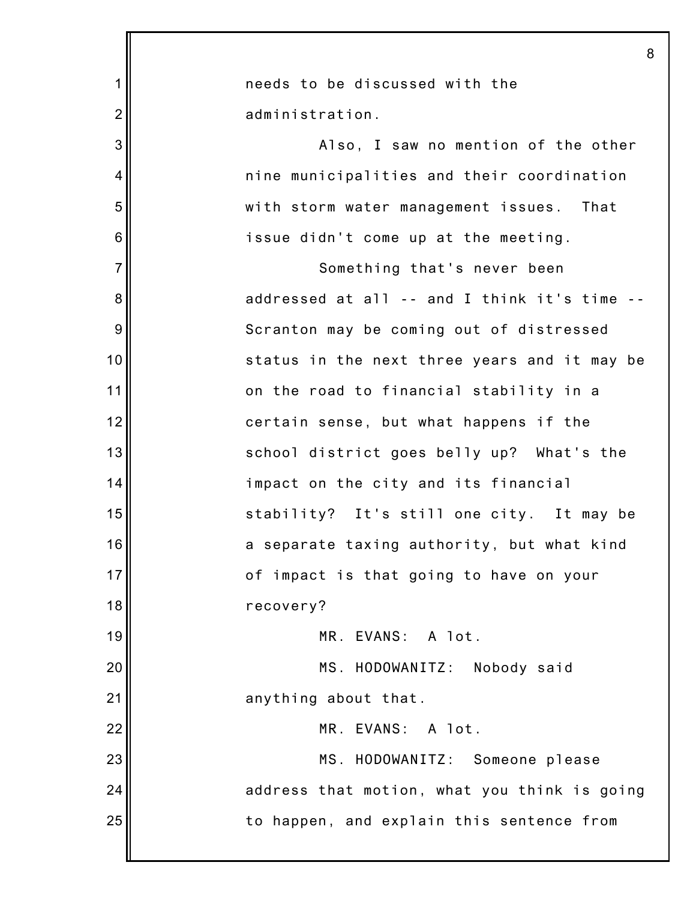needs to be discussed with the administration.

Also, I saw no mention of the other nine municipalities and their coordination with storm water management issues. That issue didn't come up at the meeting.

Something that's never been addressed at all -- and I think it's time -- Scranton may be coming out of distressed status in the next three years and it may be on the road to financial stability in a certain sense, but what happens if the school district goes belly up? What's the impact on the city and its financial stability? It's still one city. It may be a separate taxing authority, but what kind of impact is that going to have on your recovery?

MR. EVANS: A lot.

MS. HODOWANITZ: Nobody said anything about that.

MR. EVANS: A lot.

MS. HODOWANITZ: Someone please address that motion, what you think is going to happen, and explain this sentence from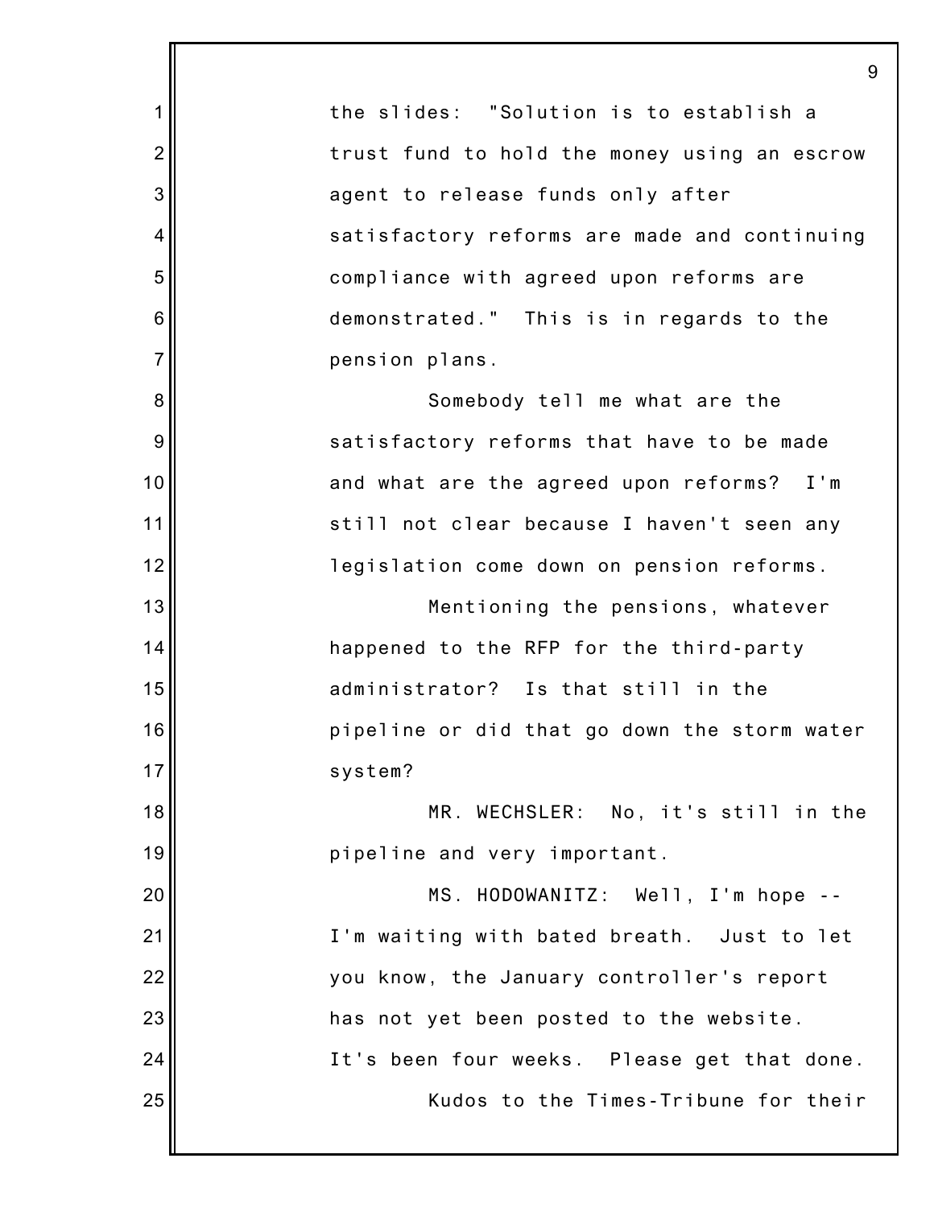the slides: "Solution is to establish a trust fund to hold the money using an escrow agent to release funds only after satisfactory reforms are made and continuing compliance with agreed upon reforms are demonstrated." This is in regards to the pension plans.

Somebody tell me what are the satisfactory reforms that have to be made and what are the agreed upon reforms? I'm still not clear because I haven't seen any legislation come down on pension reforms.

Mentioning the pensions, whatever happened to the RFP for the third-party administrator? Is that still in the pipeline or did that go down the storm water system?

MR. WECHSLER: No, it's still in the pipeline and very important.

MS. HODOWANITZ: Well, I'm hope -- I'm waiting with bated breath. Just to let you know, the January controller's report has not yet been posted to the website. It's been four weeks. Please get that done.

Kudos to the Times-Tribune for their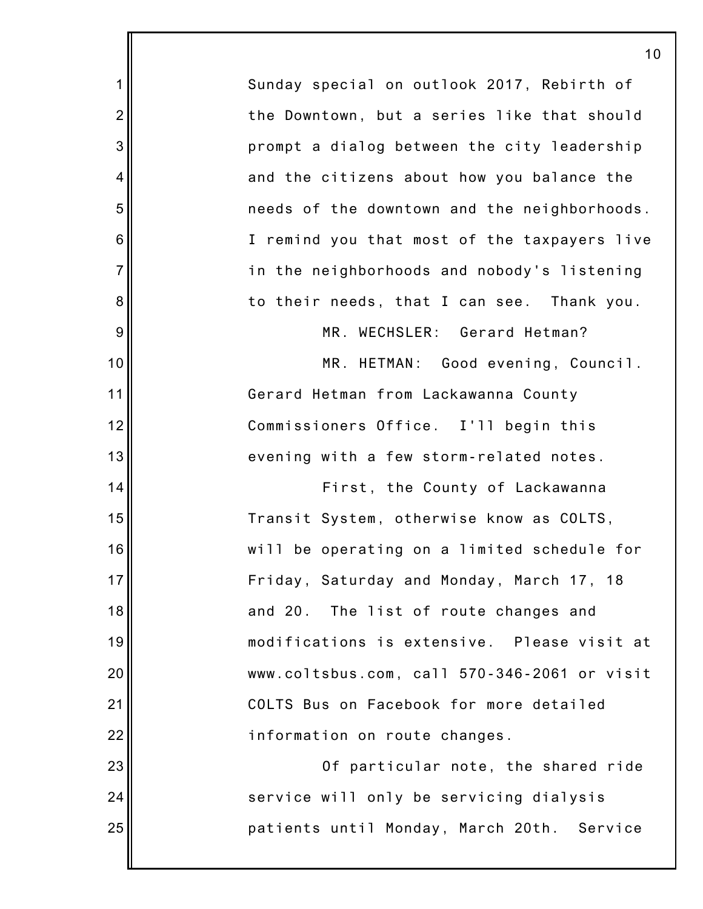Sunday special on outlook 2017, Rebirth of the Downtown, but a series like that should prompt a dialog between the city leadership and the citizens about how you balance the needs of the downtown and the neighborhoods. I remind you that most of the taxpayers live in the neighborhoods and nobody's listening to their needs, that I can see. Thank you.

MR. WECHSLER: Gerard Hetman?

MR. HETMAN: Good evening, Council. Gerard Hetman from Lackawanna County Commissioners Office. I'll begin this evening with a few storm-related notes.

First, the County of Lackawanna Transit System, otherwise know as COLTS, will be operating on a limited schedule for Friday, Saturday and Monday, March 17, 18 and 20. The list of route changes and modifications is extensive. Please visit at www.coltsbus.com, call 570-346-2061 or visit COLTS Bus on Facebook for more detailed information on route changes.

Of particular note, the shared ride service will only be servicing dialysis patients until Monday, March 20th. Service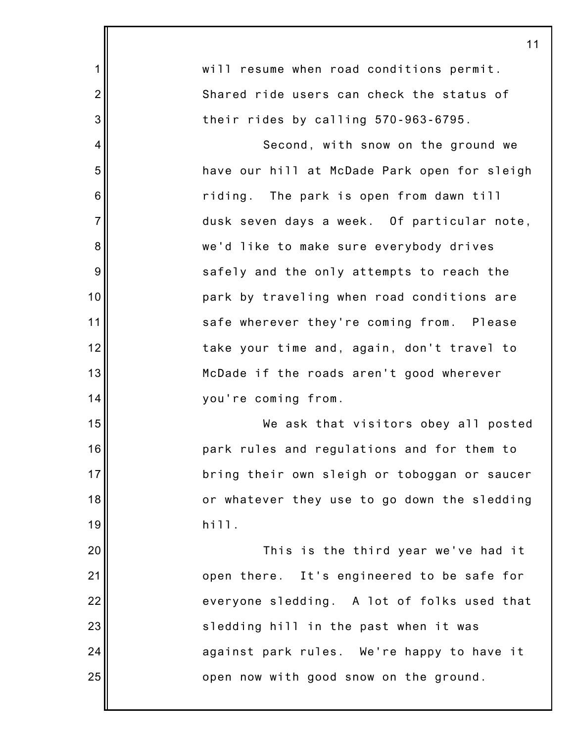will resume when road conditions permit. Shared ride users can check the status of their rides by calling 570-963-6795.

Second, with snow on the ground we have our hill at McDade Park open for sleigh riding. The park is open from dawn till dusk seven days a week. Of particular note, we'd like to make sure everybody drives safely and the only attempts to reach the park by traveling when road conditions are safe wherever they're coming from. Please take your time and, again, don't travel to McDade if the roads aren't good wherever you're coming from.

We ask that visitors obey all posted park rules and regulations and for them to bring their own sleigh or toboggan or saucer or whatever they use to go down the sledding hill.

This is the third year we've had it open there. It's engineered to be safe for everyone sledding. A lot of folks used that sledding hill in the past when it was against park rules. We're happy to have it open now with good snow on the ground.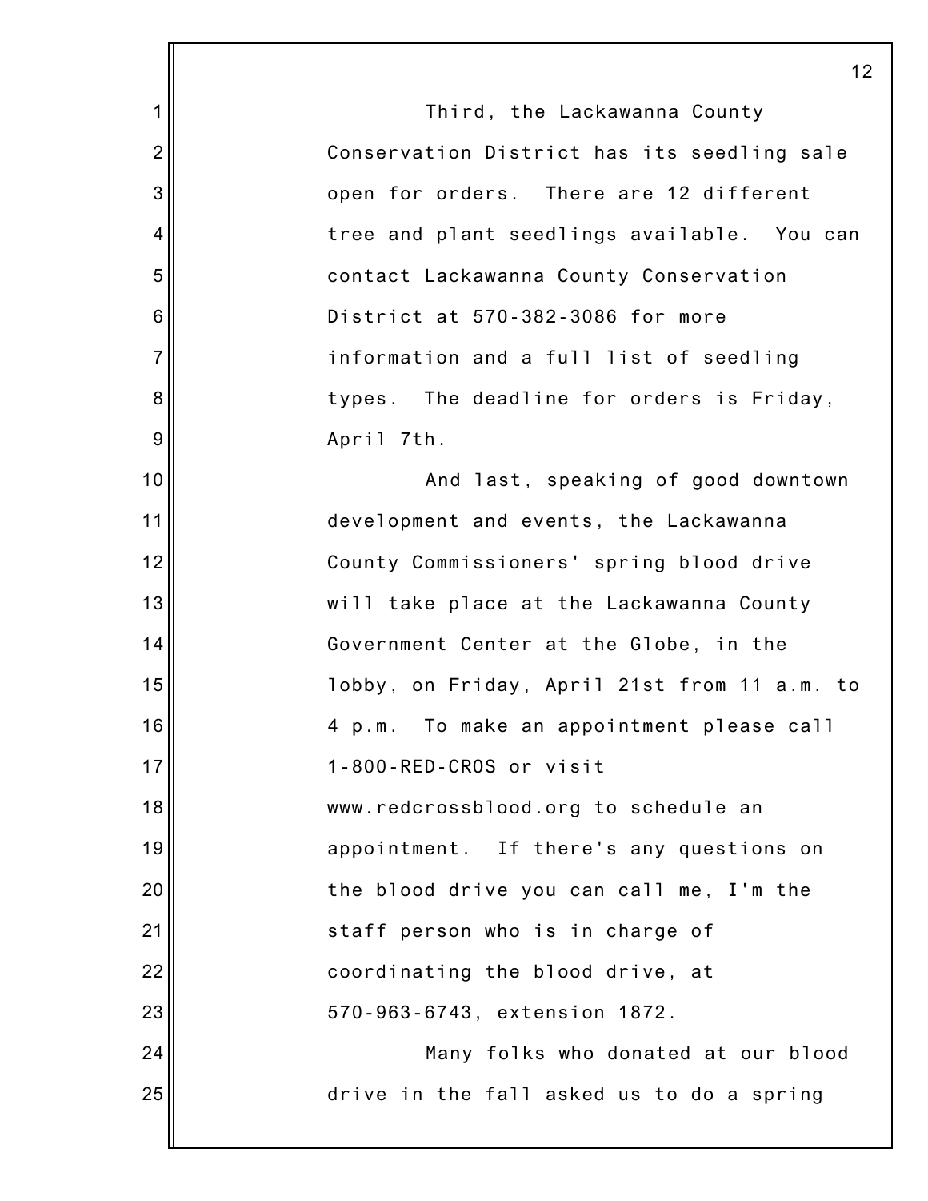Third, the Lackawanna County Conservation District has its seedling sale open for orders. There are 12 different tree and plant seedlings available. You can contact Lackawanna County Conservation District at 570-382-3086 for more information and a full list of seedling types. The deadline for orders is Friday, April 7th.

And last, speaking of good downtown development and events, the Lackawanna County Commissioners' spring blood drive will take place at the Lackawanna County Government Center at the Globe, in the lobby, on Friday, April 21st from 11 a.m. to 4 p.m. To make an appointment please call 1-800-RED-CROS or visit www.redcrossblood.org to schedule an appointment. If there's any questions on the blood drive you can call me, I'm the staff person who is in charge of coordinating the blood drive, at 570-963-6743, extension 1872.

Many folks who donated at our blood drive in the fall asked us to do a spring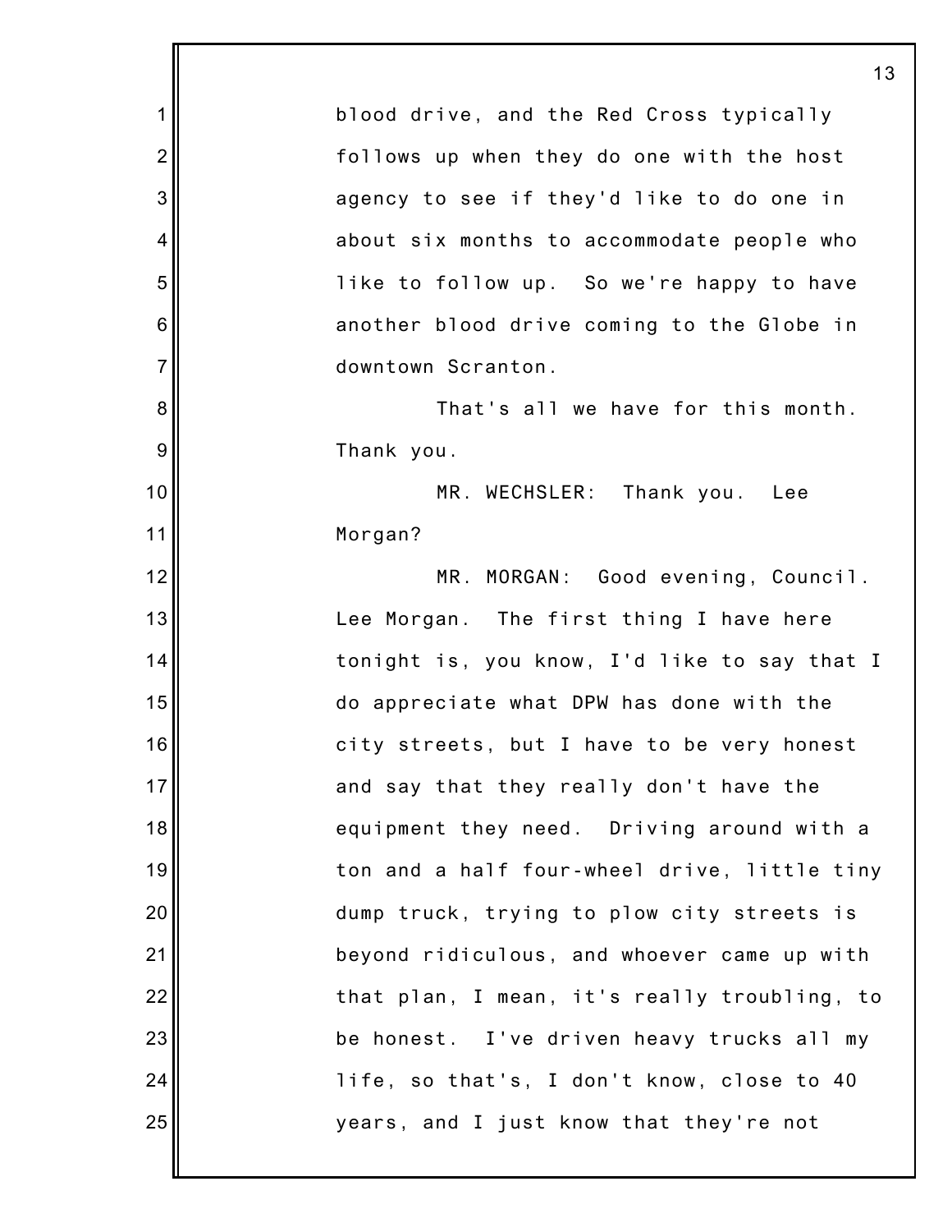blood drive, and the Red Cross typically follows up when they do one with the host agency to see if they'd like to do one in about six months to accommodate people who like to follow up. So we're happy to have another blood drive coming to the Globe in downtown Scranton.

That's all we have for this month. Thank you.

MR. WECHSLER: Thank you. Lee Morgan?

MR. MORGAN: Good evening, Council. Lee Morgan. The first thing I have here tonight is, you know, I'd like to say that I do appreciate what DPW has done with the city streets, but I have to be very honest and say that they really don't have the equipment they need. Driving around with a ton and a half four-wheel drive, little tiny dump truck, trying to plow city streets is beyond ridiculous, and whoever came up with that plan, I mean, it's really troubling, to be honest. I've driven heavy trucks all my life, so that's, I don't know, close to 40 years, and I just know that they're not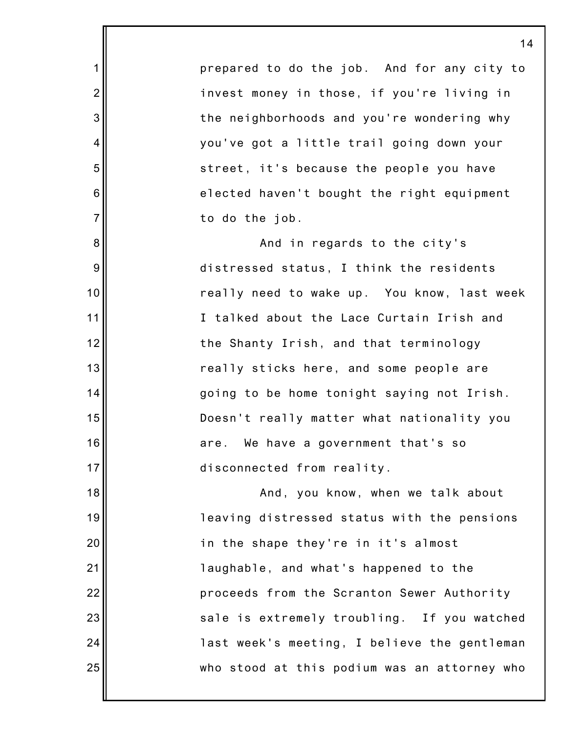prepared to do the job. And for any city to invest money in those, if you're living in the neighborhoods and you're wondering why you've got a little trail going down your street, it's because the people you have elected haven't bought the right equipment to do the job.

And in regards to the city's distressed status, I think the residents really need to wake up. You know, last week I talked about the Lace Curtain Irish and the Shanty Irish, and that terminology really sticks here, and some people are going to be home tonight saying not Irish. Doesn't really matter what nationality you are. We have a government that's so disconnected from reality.

And, you know, when we talk about leaving distressed status with the pensions in the shape they're in it's almost laughable, and what's happened to the proceeds from the Scranton Sewer Authority sale is extremely troubling. If you watched last week's meeting, I believe the gentleman who stood at this podium was an attorney who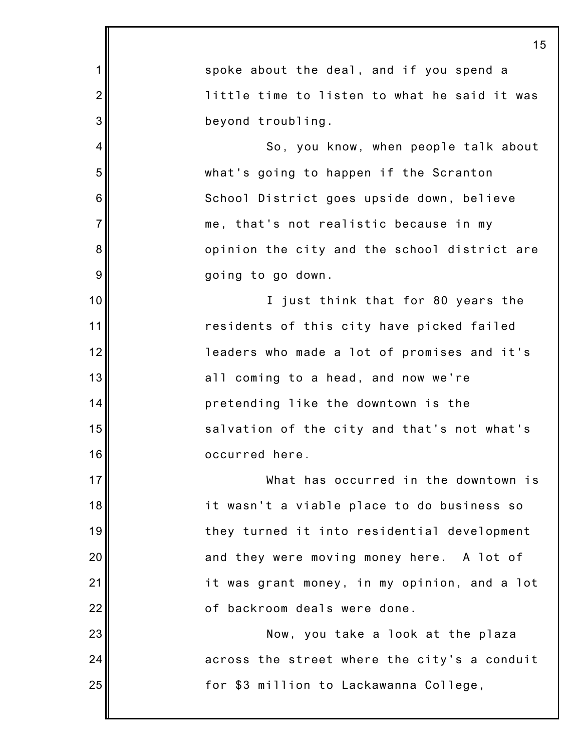spoke about the deal, and if you spend a little time to listen to what he said it was beyond troubling.

So, you know, when people talk about what's going to happen if the Scranton School District goes upside down, believe me, that's not realistic because in my opinion the city and the school district are going to go down.

I just think that for 80 years the residents of this city have picked failed leaders who made a lot of promises and it's all coming to a head, and now we're pretending like the downtown is the salvation of the city and that's not what's occurred here.

What has occurred in the downtown is it wasn't a viable place to do business so they turned it into residential development and they were moving money here. A lot of it was grant money, in my opinion, and a lot of backroom deals were done.

Now, you take a look at the plaza across the street where the city's a conduit for $3 million to Lackawanna College,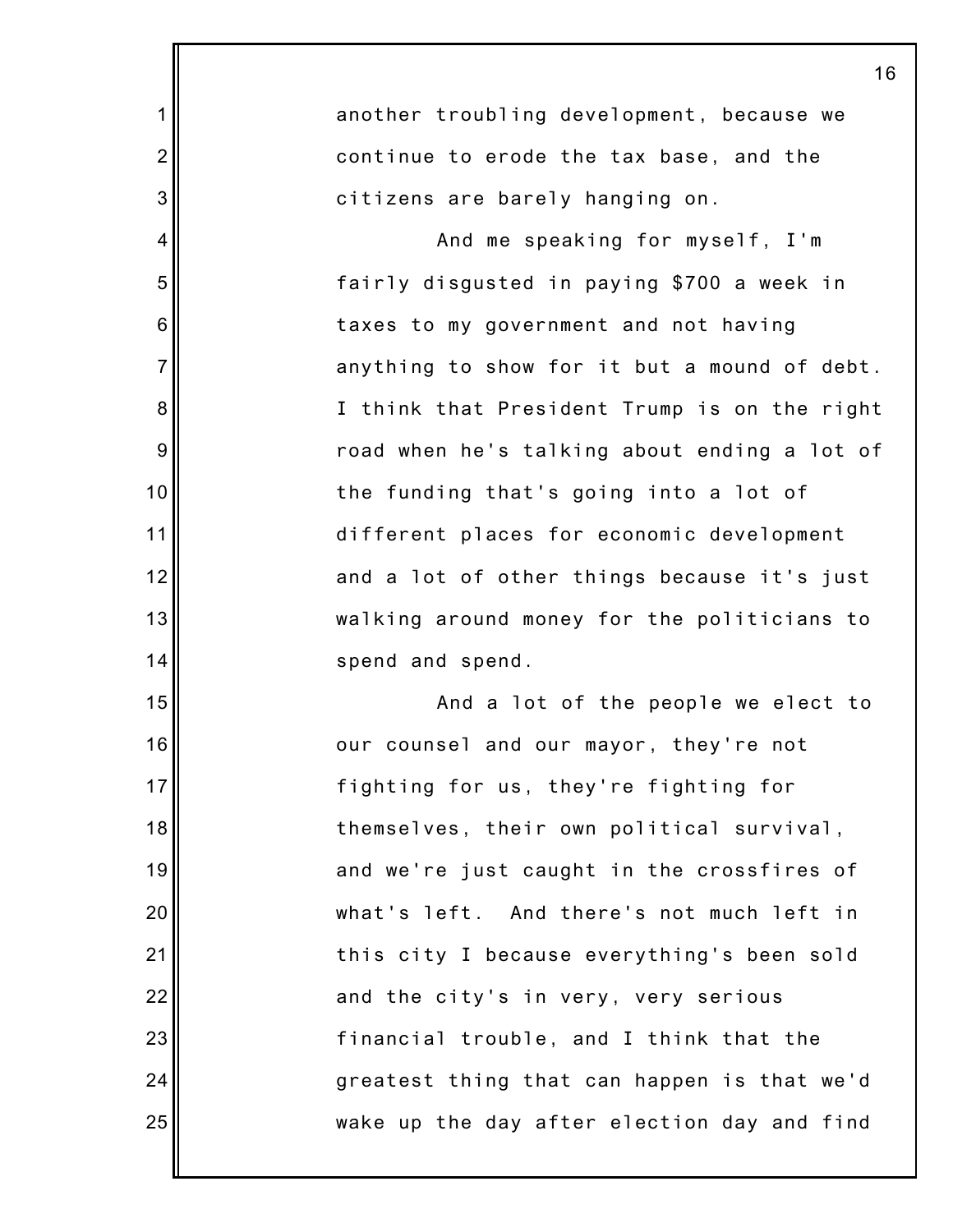another troubling development, because we continue to erode the tax base, and the citizens are barely hanging on.

And me speaking for myself, I'm fairly disgusted in paying $700 a week in taxes to my government and not having anything to show for it but a mound of debt. I think that President Trump is on the right road when he's talking about ending a lot of the funding that's going into a lot of different places for economic development and a lot of other things because it's just walking around money for the politicians to spend and spend.

And a lot of the people we elect to our counsel and our mayor, they're not fighting for us, they're fighting for themselves, their own political survival, and we're just caught in the crossfires of what's left. And there's not much left in this city I because everything's been sold and the city's in very, very serious financial trouble, and I think that the greatest thing that can happen is that we'd wake up the day after election day and find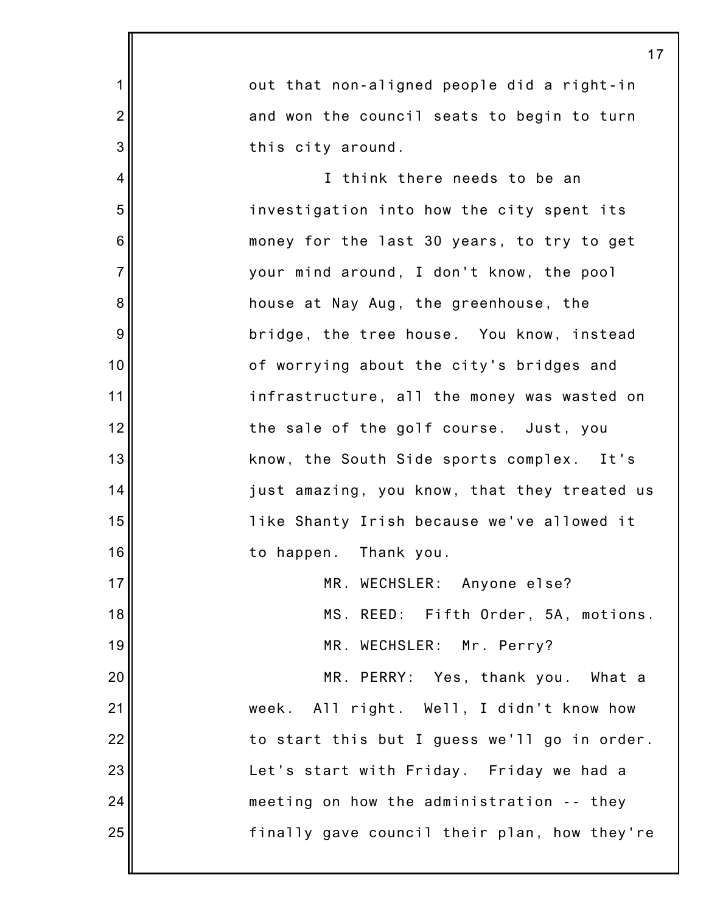out that non-aligned people did a right-in and won the council seats to begin to turn this city around.

I think there needs to be an investigation into how the city spent its money for the last 30 years, to try to get your mind around, I don't know, the pool house at Nay Aug, the greenhouse, the bridge, the tree house. You know, instead of worrying about the city's bridges and infrastructure, all the money was wasted on the sale of the golf course. Just, you know, the South Side sports complex. It's just amazing, you know, that they treated us like Shanty Irish because we've allowed it to happen. Thank you.

MR. WECHSLER: Anyone else?

MS. REED: Fifth Order, 5A, motions.

MR. WECHSLER: Mr. Perry?

MR. PERRY: Yes, thank you. What a week. All right. Well, I didn't know how to start this but I guess we'll go in order. Let's start with Friday. Friday we had a meeting on how the administration -- they finally gave council their plan, how they're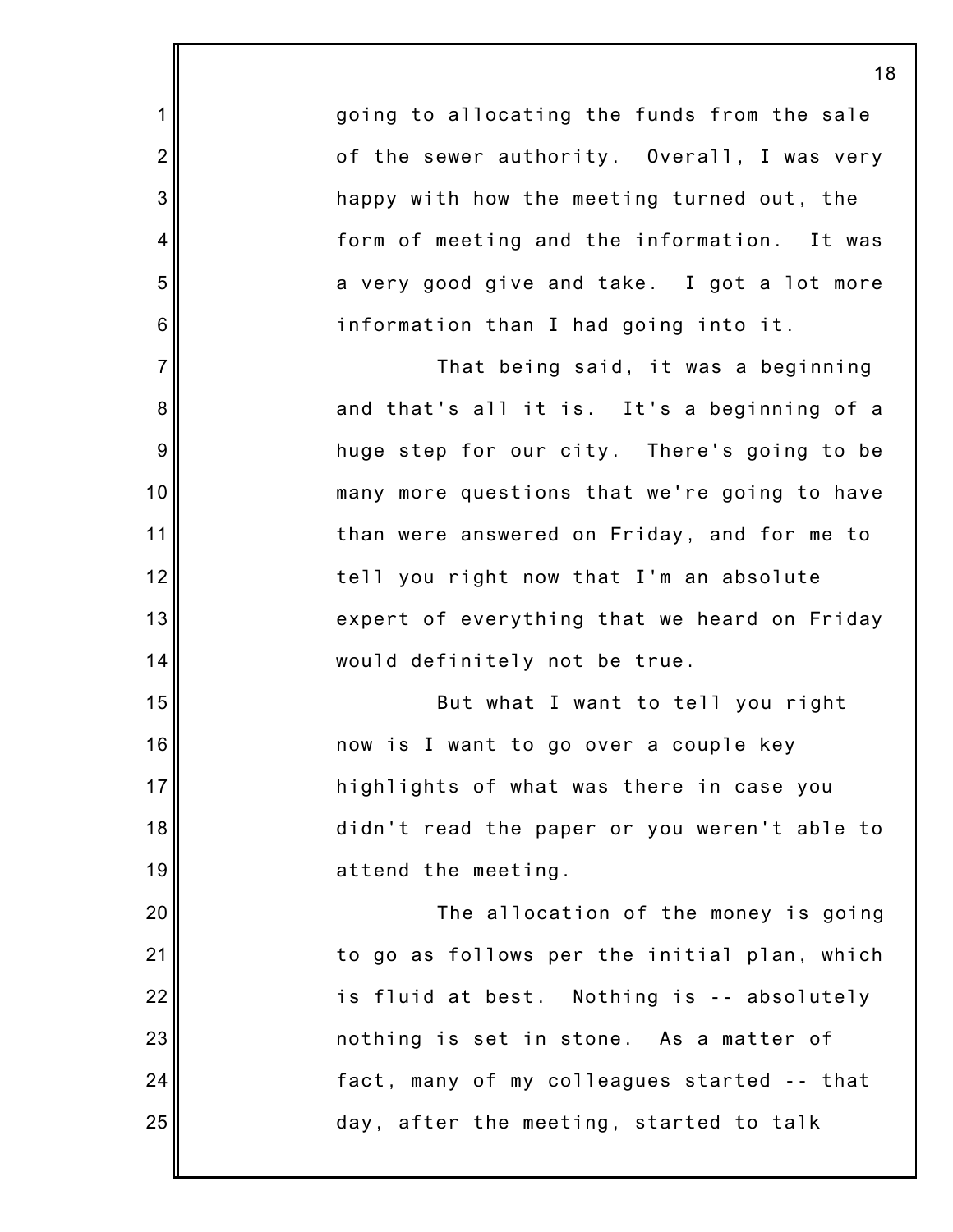going to allocating the funds from the sale of the sewer authority. Overall, I was very happy with how the meeting turned out, the form of meeting and the information. It was a very good give and take. I got a lot more information than I had going into it.

That being said, it was a beginning and that's all it is. It's a beginning of a huge step for our city. There's going to be many more questions that we're going to have than were answered on Friday, and for me to tell you right now that I'm an absolute expert of everything that we heard on Friday would definitely not be true.

But what I want to tell you right now is I want to go over a couple key highlights of what was there in case you didn't read the paper or you weren't able to attend the meeting.

The allocation of the money is going to go as follows per the initial plan, which is fluid at best. Nothing is -- absolutely nothing is set in stone. As a matter of fact, many of my colleagues started -- that day, after the meeting, started to talk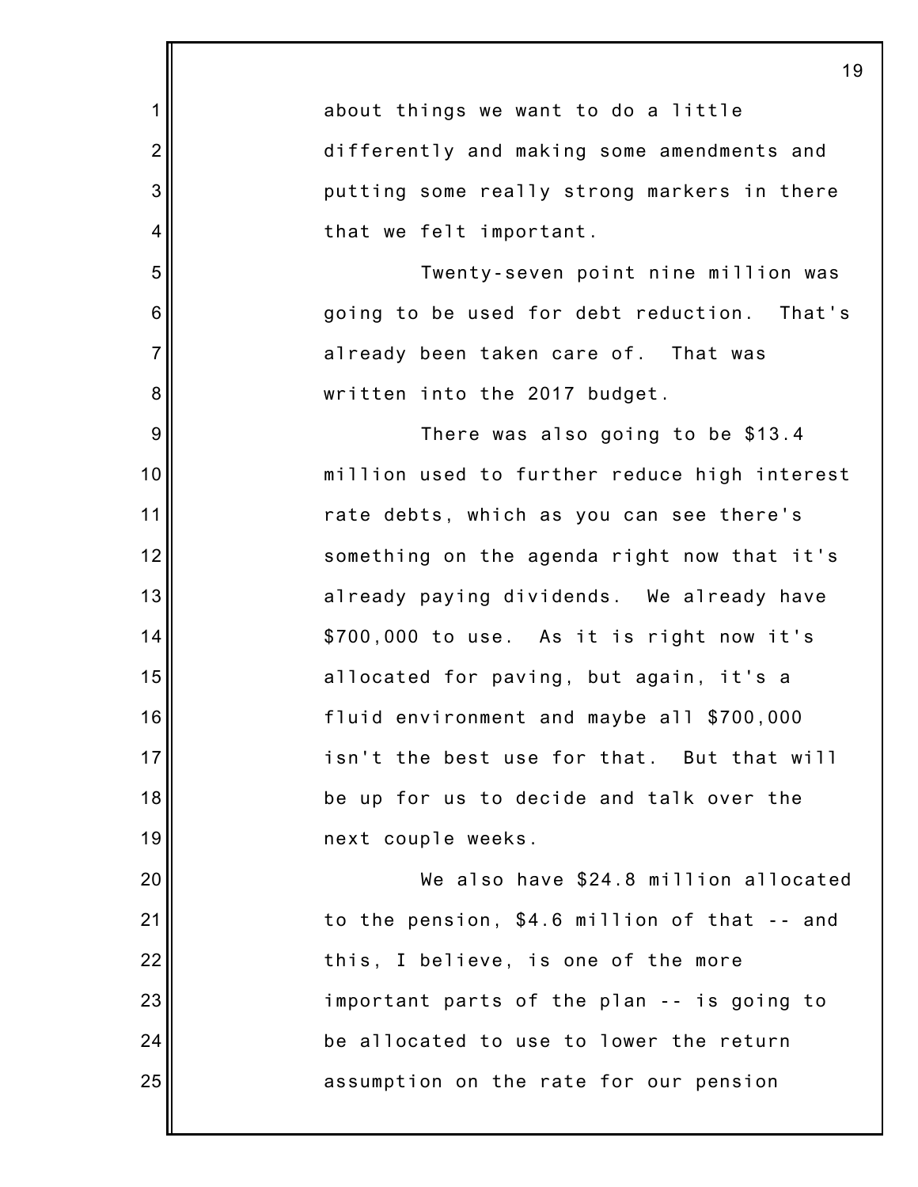about things we want to do a little differently and making some amendments and putting some really strong markers in there that we felt important.

Twenty-seven point nine million was going to be used for debt reduction. That's already been taken care of. That was written into the 2017 budget.

There was also going to be $13.4 million used to further reduce high interest rate debts, which as you can see there's something on the agenda right now that it's already paying dividends. We already have $700,000 to use. As it is right now it's allocated for paving, but again, it's a fluid environment and maybe all $700,000 isn't the best use for that. But that will be up for us to decide and talk over the next couple weeks.

We also have $24.8 million allocated to the pension, $4.6 million of that -- and this, I believe, is one of the more important parts of the plan -- is going to be allocated to use to lower the return assumption on the rate for our pension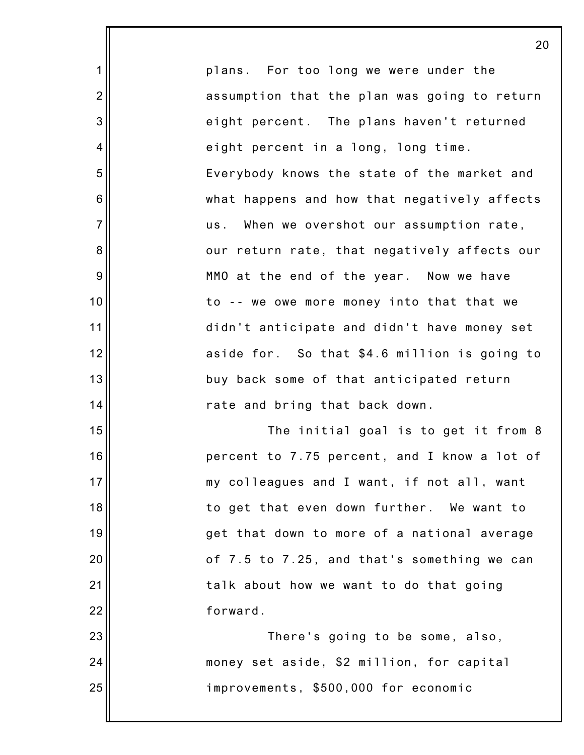plans. For too long we were under the assumption that the plan was going to return eight percent. The plans haven't returned eight percent in a long, long time. Everybody knows the state of the market and what happens and how that negatively affects us. When we overshot our assumption rate, our return rate, that negatively affects our MMO at the end of the year. Now we have to -- we owe more money into that that we didn't anticipate and didn't have money set aside for. So that $4.6 million is going to buy back some of that anticipated return rate and bring that back down.

The initial goal is to get it from 8 percent to 7.75 percent, and I know a lot of my colleagues and I want, if not all, want to get that even down further. We want to get that down to more of a national average of 7.5 to 7.25, and that's something we can talk about how we want to do that going forward.

There's going to be some, also, money set aside, $2 million, for capital improvements, $500,000 for economic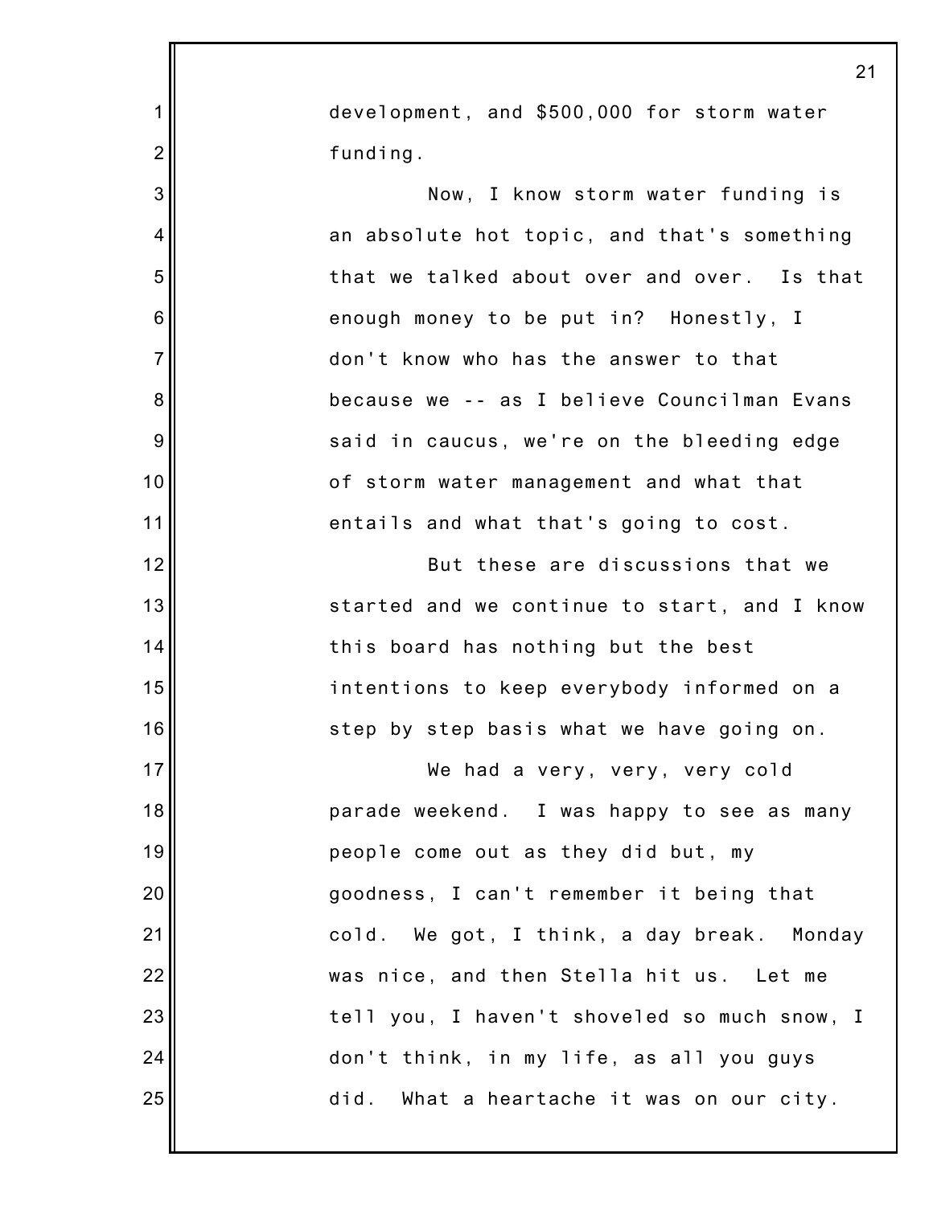development, and $500,000 for storm water funding.

Now, I know storm water funding is an absolute hot topic, and that's something that we talked about over and over. Is that enough money to be put in? Honestly, I don't know who has the answer to that because we -- as I believe Councilman Evans said in caucus, we're on the bleeding edge of storm water management and what that entails and what that's going to cost.

But these are discussions that we started and we continue to start, and I know this board has nothing but the best intentions to keep everybody informed on a step by step basis what we have going on.

We had a very, very, very cold parade weekend. I was happy to see as many people come out as they did but, my goodness, I can't remember it being that cold. We got, I think, a day break. Monday was nice, and then Stella hit us. Let me tell you, I haven't shoveled so much snow, I don't think, in my life, as all you guys did. What a heartache it was on our city.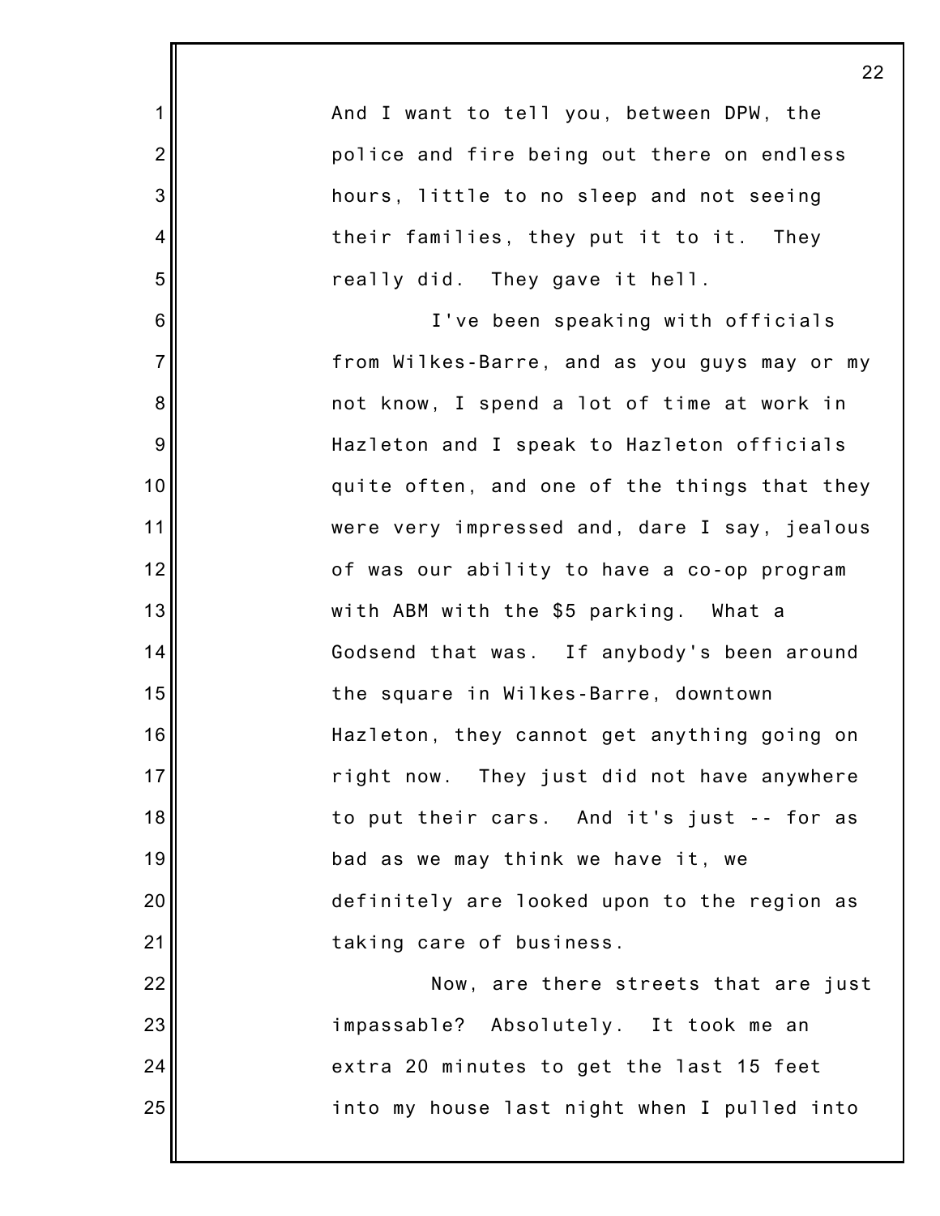And I want to tell you, between DPW, the police and fire being out there on endless hours, little to no sleep and not seeing their families, they put it to it. They really did. They gave it hell.

I've been speaking with officials from Wilkes-Barre, and as you guys may or my not know, I spend a lot of time at work in Hazleton and I speak to Hazleton officials quite often, and one of the things that they were very impressed and, dare I say, jealous of was our ability to have a co-op program with ABM with the $5 parking. What a Godsend that was. If anybody's been around the square in Wilkes-Barre, downtown Hazleton, they cannot get anything going on right now. They just did not have anywhere to put their cars. And it's just -- for as bad as we may think we have it, we definitely are looked upon to the region as taking care of business.

Now, are there streets that are just impassable? Absolutely. It took me an extra 20 minutes to get the last 15 feet into my house last night when I pulled into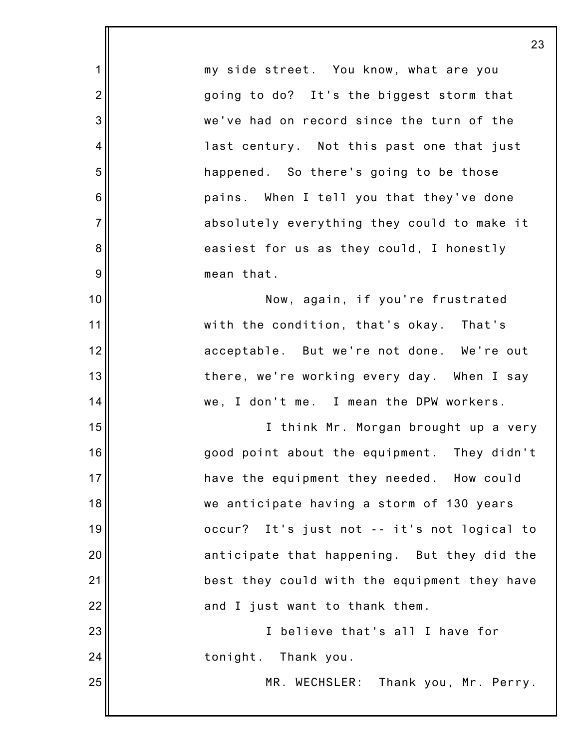my side street. You know, what are you going to do? It's the biggest storm that we've had on record since the turn of the last century. Not this past one that just happened. So there's going to be those pains. When I tell you that they've done absolutely everything they could to make it easiest for us as they could, I honestly mean that.

Now, again, if you're frustrated with the condition, that's okay. That's acceptable. But we're not done. We're out there, we're working every day. When I say we, I don't me. I mean the DPW workers.

I think Mr. Morgan brought up a very good point about the equipment. They didn't have the equipment they needed. How could we anticipate having a storm of 130 years occur? It's just not -- it's not logical to anticipate that happening. But they did the best they could with the equipment they have and I just want to thank them.

I believe that's all I have for tonight. Thank you.

MR. WECHSLER: Thank you, Mr. Perry.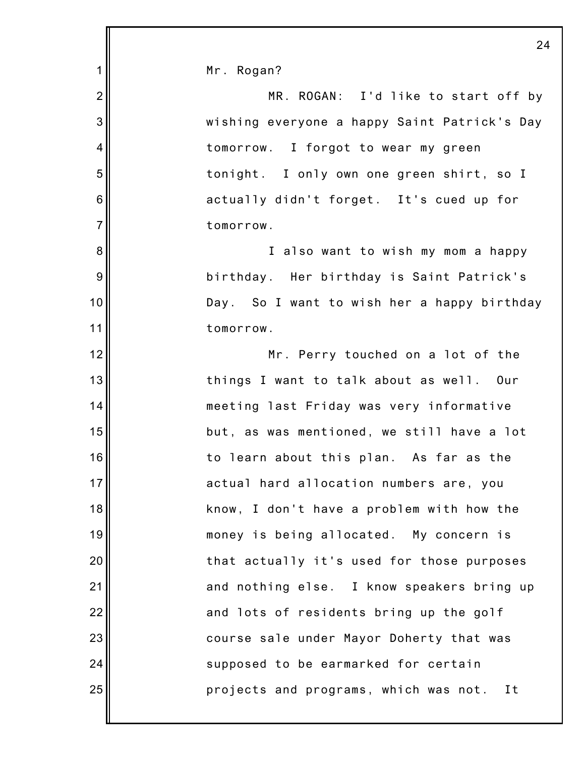Mr. Rogan?

MR. ROGAN: I'd like to start off by wishing everyone a happy Saint Patrick's Day tomorrow. I forgot to wear my green tonight. I only own one green shirt, so I actually didn't forget. It's cued up for tomorrow.

I also want to wish my mom a happy birthday. Her birthday is Saint Patrick's Day. So I want to wish her a happy birthday tomorrow.

Mr. Perry touched on a lot of the things I want to talk about as well. Our meeting last Friday was very informative but, as was mentioned, we still have a lot to learn about this plan. As far as the actual hard allocation numbers are, you know, I don't have a problem with how the money is being allocated. My concern is that actually it's used for those purposes and nothing else. I know speakers bring up and lots of residents bring up the golf course sale under Mayor Doherty that was supposed to be earmarked for certain projects and programs, which was not. It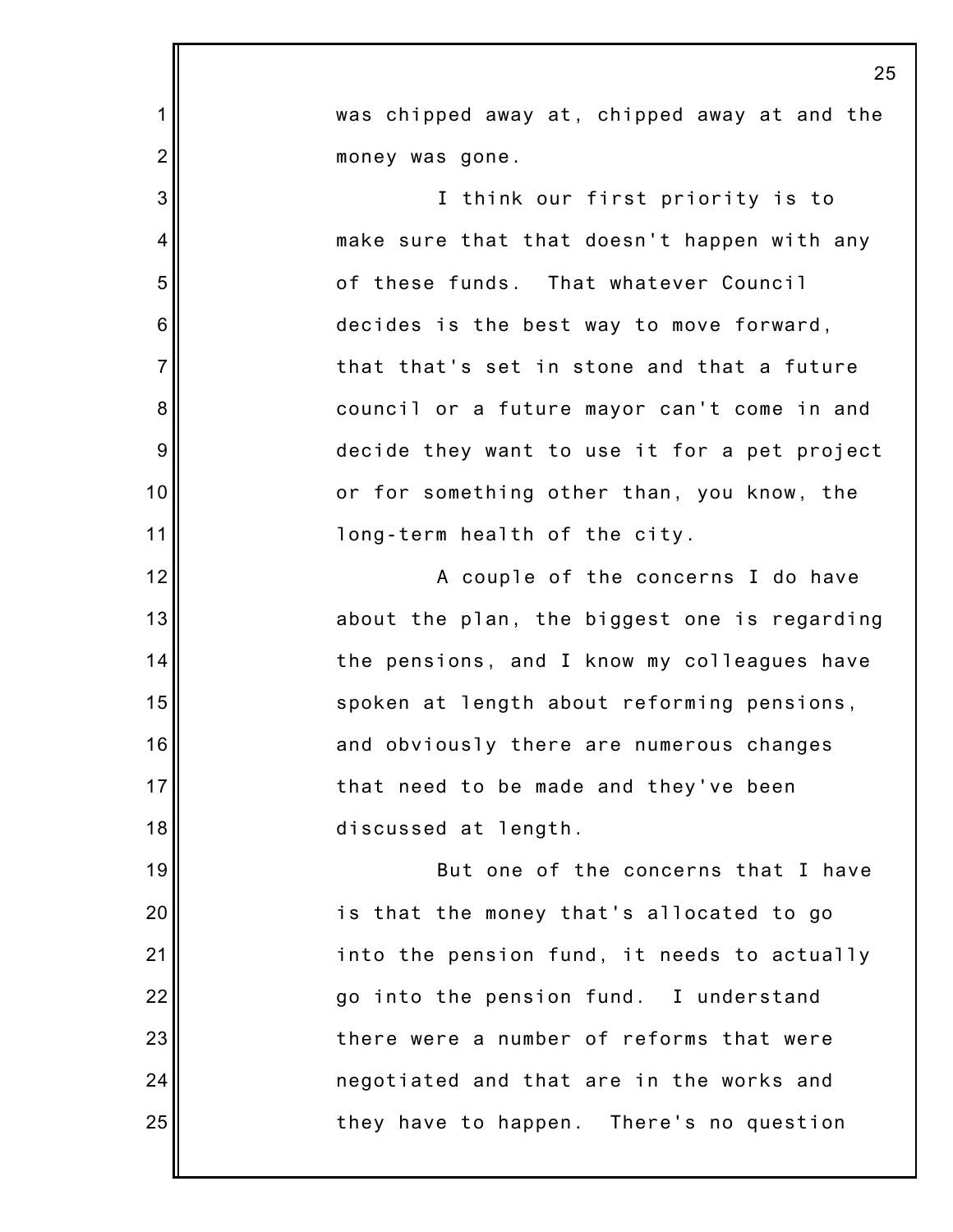was chipped away at, chipped away at and the money was gone.

I think our first priority is to make sure that that doesn't happen with any of these funds. That whatever Council decides is the best way to move forward, that that's set in stone and that a future council or a future mayor can't come in and decide they want to use it for a pet project or for something other than, you know, the long-term health of the city.

A couple of the concerns I do have about the plan, the biggest one is regarding the pensions, and I know my colleagues have spoken at length about reforming pensions, and obviously there are numerous changes that need to be made and they've been discussed at length.

But one of the concerns that I have is that the money that's allocated to go into the pension fund, it needs to actually go into the pension fund. I understand there were a number of reforms that were negotiated and that are in the works and they have to happen. There's no question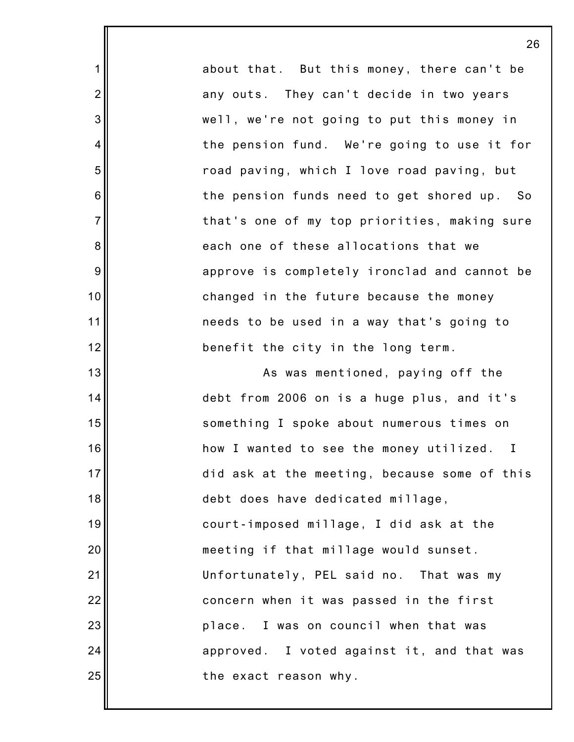about that. But this money, there can't be any outs. They can't decide in two years well, we're not going to put this money in the pension fund. We're going to use it for road paving, which I love road paving, but the pension funds need to get shored up. So that's one of my top priorities, making sure each one of these allocations that we approve is completely ironclad and cannot be changed in the future because the money needs to be used in a way that's going to benefit the city in the long term.

As was mentioned, paying off the debt from 2006 on is a huge plus, and it's something I spoke about numerous times on how I wanted to see the money utilized. I did ask at the meeting, because some of this debt does have dedicated millage, court-imposed millage, I did ask at the meeting if that millage would sunset. Unfortunately, PEL said no. That was my concern when it was passed in the first place. I was on council when that was approved. I voted against it, and that was the exact reason why.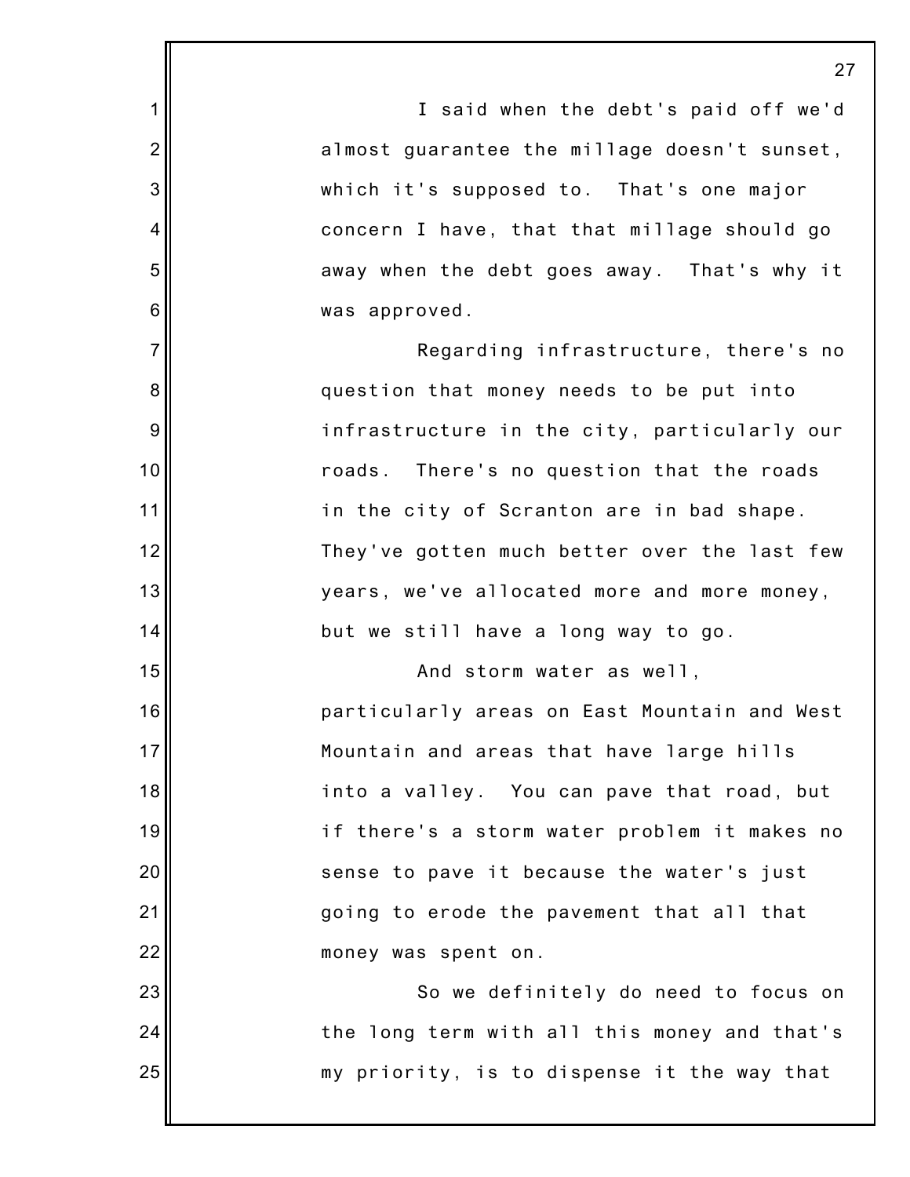I said when the debt's paid off we'd almost guarantee the millage doesn't sunset, which it's supposed to. That's one major concern I have, that that millage should go away when the debt goes away. That's why it was approved.

Regarding infrastructure, there's no question that money needs to be put into infrastructure in the city, particularly our roads. There's no question that the roads in the city of Scranton are in bad shape. They've gotten much better over the last few years, we've allocated more and more money, but we still have a long way to go.

And storm water as well, particularly areas on East Mountain and West Mountain and areas that have large hills into a valley. You can pave that road, but if there's a storm water problem it makes no sense to pave it because the water's just going to erode the pavement that all that money was spent on.

So we definitely do need to focus on the long term with all this money and that's my priority, is to dispense it the way that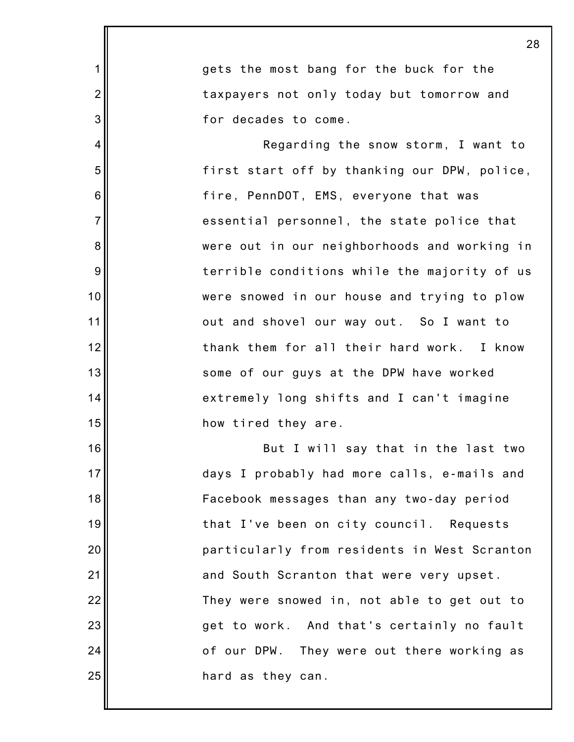gets the most bang for the buck for the taxpayers not only today but tomorrow and for decades to come.

Regarding the snow storm, I want to first start off by thanking our DPW, police, fire, PennDOT, EMS, everyone that was essential personnel, the state police that were out in our neighborhoods and working in terrible conditions while the majority of us were snowed in our house and trying to plow out and shovel our way out. So I want to thank them for all their hard work. I know some of our guys at the DPW have worked extremely long shifts and I can't imagine how tired they are.

But I will say that in the last two days I probably had more calls, e-mails and Facebook messages than any two-day period that I've been on city council. Requests particularly from residents in West Scranton and South Scranton that were very upset. They were snowed in, not able to get out to get to work. And that's certainly no fault of our DPW. They were out there working as hard as they can.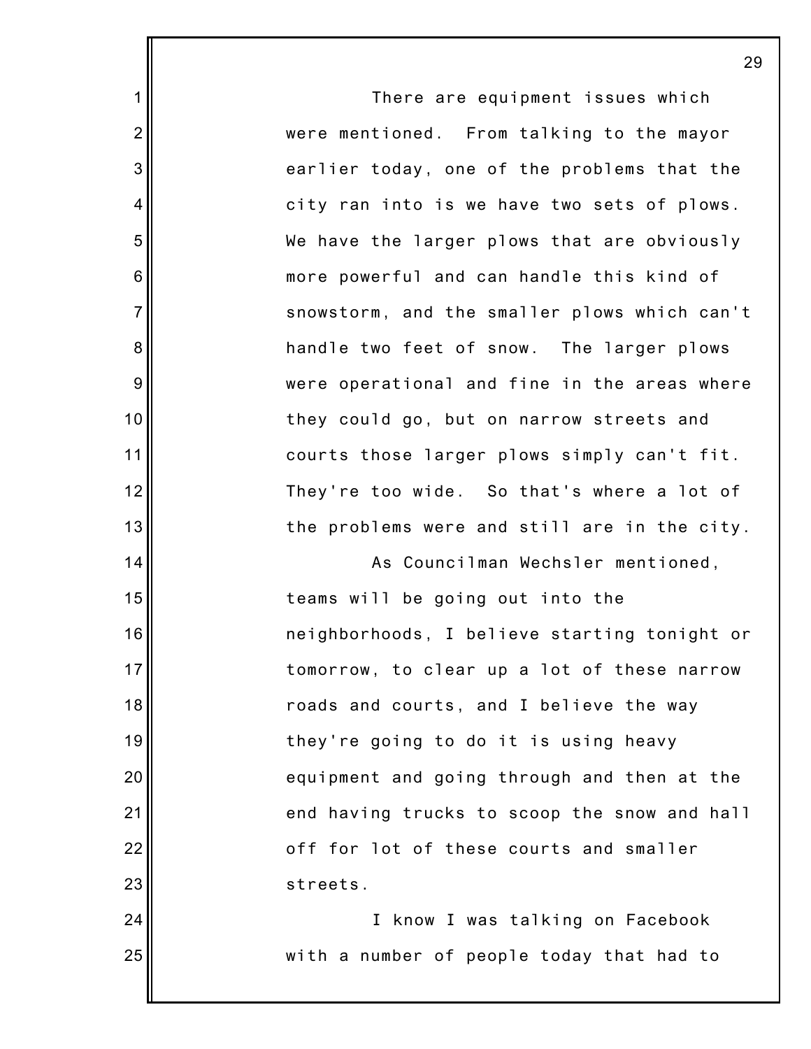There are equipment issues which were mentioned. From talking to the mayor earlier today, one of the problems that the city ran into is we have two sets of plows. We have the larger plows that are obviously more powerful and can handle this kind of snowstorm, and the smaller plows which can't handle two feet of snow. The larger plows were operational and fine in the areas where they could go, but on narrow streets and courts those larger plows simply can't fit. They're too wide. So that's where a lot of the problems were and still are in the city.

As Councilman Wechsler mentioned, teams will be going out into the neighborhoods, I believe starting tonight or tomorrow, to clear up a lot of these narrow roads and courts, and I believe the way they're going to do it is using heavy equipment and going through and then at the end having trucks to scoop the snow and hall off for lot of these courts and smaller streets.

I know I was talking on Facebook with a number of people today that had to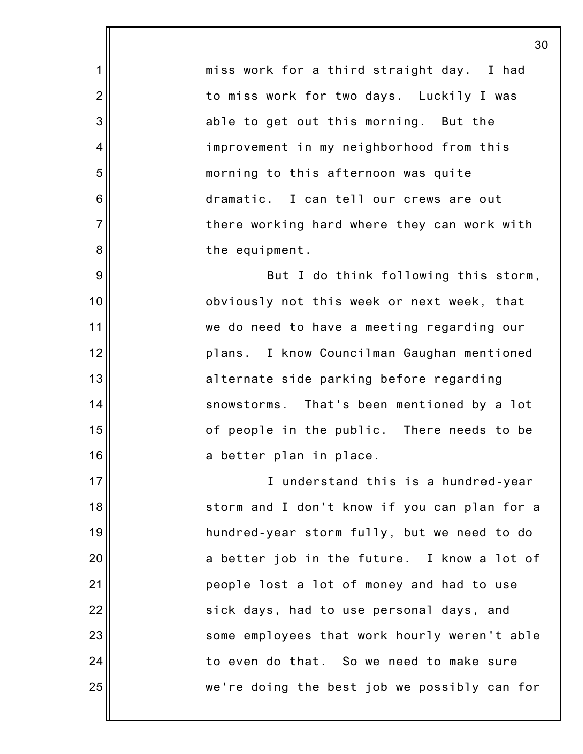miss work for a third straight day. I had to miss work for two days. Luckily I was able to get out this morning. But the improvement in my neighborhood from this morning to this afternoon was quite dramatic. I can tell our crews are out there working hard where they can work with the equipment.

But I do think following this storm, obviously not this week or next week, that we do need to have a meeting regarding our plans. I know Councilman Gaughan mentioned alternate side parking before regarding snowstorms. That's been mentioned by a lot of people in the public. There needs to be a better plan in place.

I understand this is a hundred-year storm and I don't know if you can plan for a hundred-year storm fully, but we need to do a better job in the future. I know a lot of people lost a lot of money and had to use sick days, had to use personal days, and some employees that work hourly weren't able to even do that. So we need to make sure we're doing the best job we possibly can for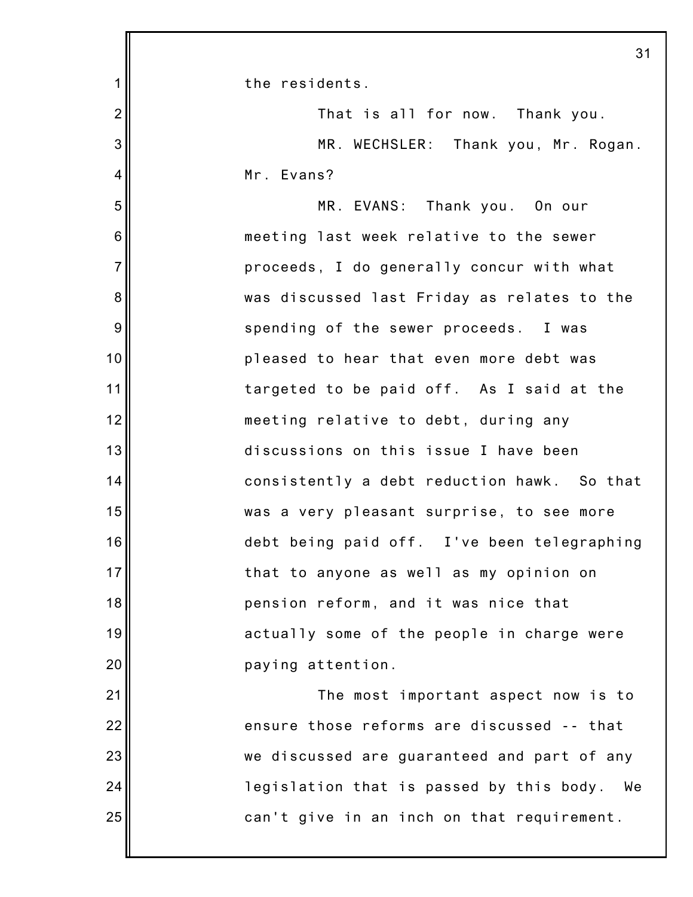the residents.

That is all for now. Thank you.

MR. WECHSLER: Thank you, Mr. Rogan. Mr. Evans?

MR. EVANS: Thank you. On our meeting last week relative to the sewer proceeds, I do generally concur with what was discussed last Friday as relates to the spending of the sewer proceeds. I was pleased to hear that even more debt was targeted to be paid off. As I said at the meeting relative to debt, during any discussions on this issue I have been consistently a debt reduction hawk. So that was a very pleasant surprise, to see more debt being paid off. I've been telegraphing that to anyone as well as my opinion on pension reform, and it was nice that actually some of the people in charge were paying attention.

The most important aspect now is to ensure those reforms are discussed -- that we discussed are guaranteed and part of any legislation that is passed by this body. We can't give in an inch on that requirement.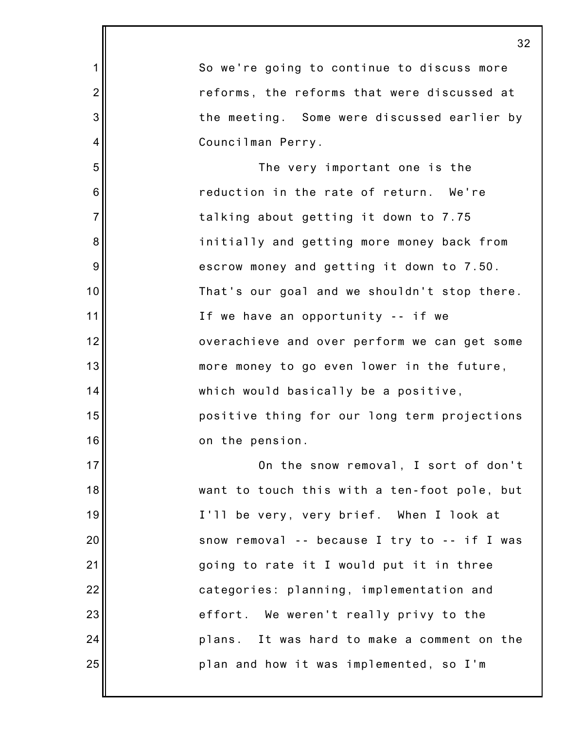So we're going to continue to discuss more reforms, the reforms that were discussed at the meeting. Some were discussed earlier by Councilman Perry.

The very important one is the reduction in the rate of return. We're talking about getting it down to 7.75 initially and getting more money back from escrow money and getting it down to 7.50. That's our goal and we shouldn't stop there. If we have an opportunity -- if we overachieve and over perform we can get some more money to go even lower in the future, which would basically be a positive, positive thing for our long term projections on the pension.

On the snow removal, I sort of don't want to touch this with a ten-foot pole, but I'll be very, very brief. When I look at snow removal -- because I try to -- if I was going to rate it I would put it in three categories: planning, implementation and effort. We weren't really privy to the plans. It was hard to make a comment on the plan and how it was implemented, so I'm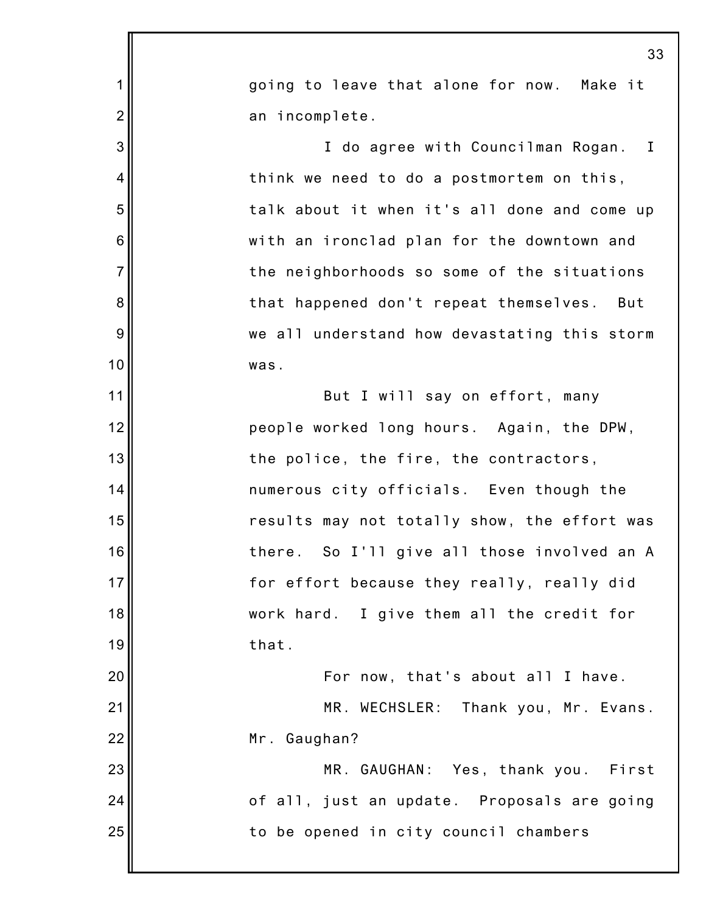going to leave that alone for now. Make it an incomplete.

I do agree with Councilman Rogan. I think we need to do a postmortem on this, talk about it when it's all done and come up with an ironclad plan for the downtown and the neighborhoods so some of the situations that happened don't repeat themselves. But we all understand how devastating this storm was.

But I will say on effort, many people worked long hours. Again, the DPW, the police, the fire, the contractors, numerous city officials. Even though the results may not totally show, the effort was there. So I'll give all those involved an A for effort because they really, really did work hard. I give them all the credit for that.

For now, that's about all I have.

MR. WECHSLER: Thank you, Mr. Evans. Mr. Gaughan?

MR. GAUGHAN: Yes, thank you. First of all, just an update. Proposals are going to be opened in city council chambers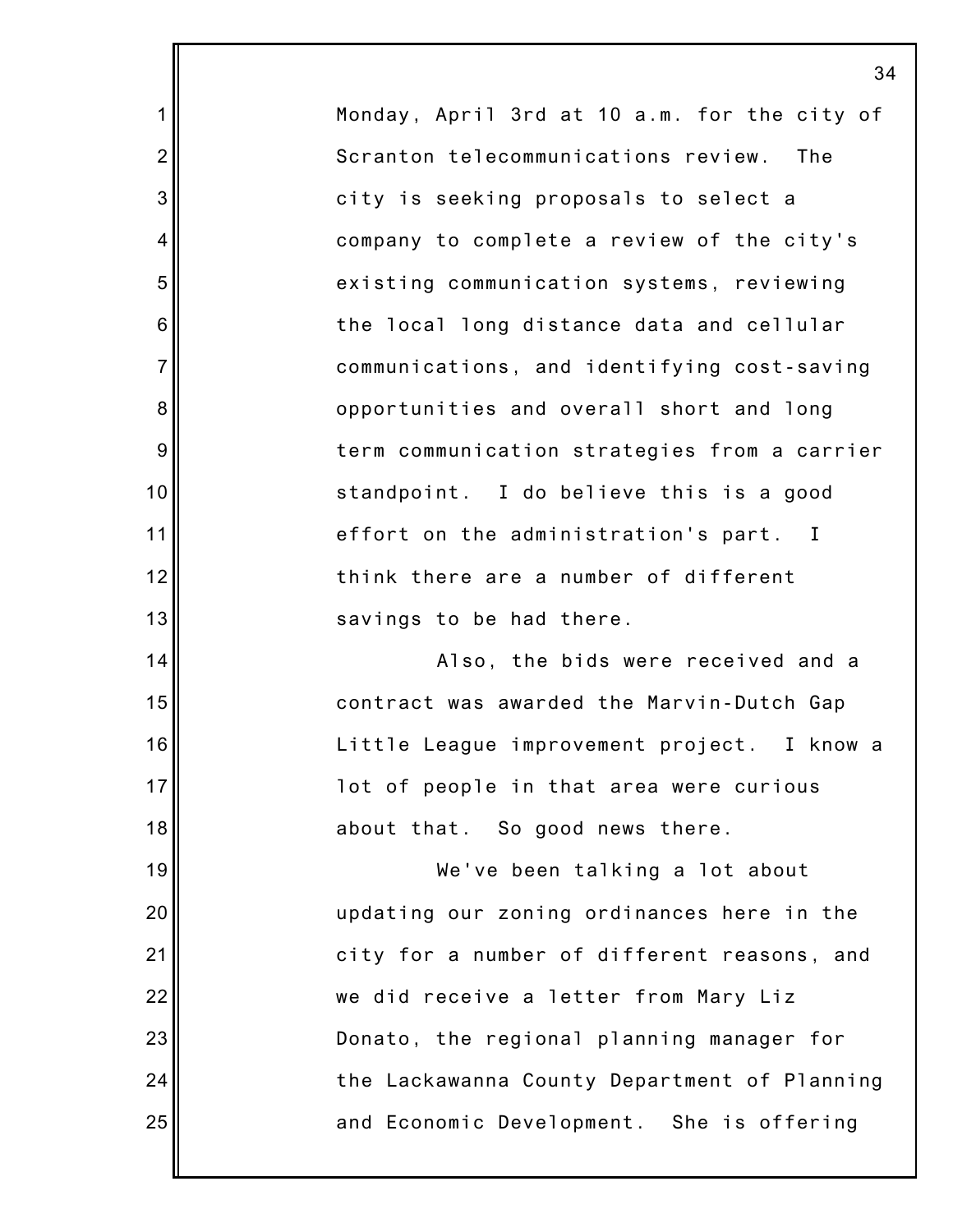Monday, April 3rd at 10 a.m. for the city of Scranton telecommunications review. The city is seeking proposals to select a company to complete a review of the city's existing communication systems, reviewing the local long distance data and cellular communications, and identifying cost-saving opportunities and overall short and long term communication strategies from a carrier standpoint. I do believe this is a good effort on the administration's part. I think there are a number of different savings to be had there.

Also, the bids were received and a contract was awarded the Marvin-Dutch Gap Little League improvement project. I know a lot of people in that area were curious about that. So good news there.

We've been talking a lot about updating our zoning ordinances here in the city for a number of different reasons, and we did receive a letter from Mary Liz Donato, the regional planning manager for the Lackawanna County Department of Planning and Economic Development. She is offering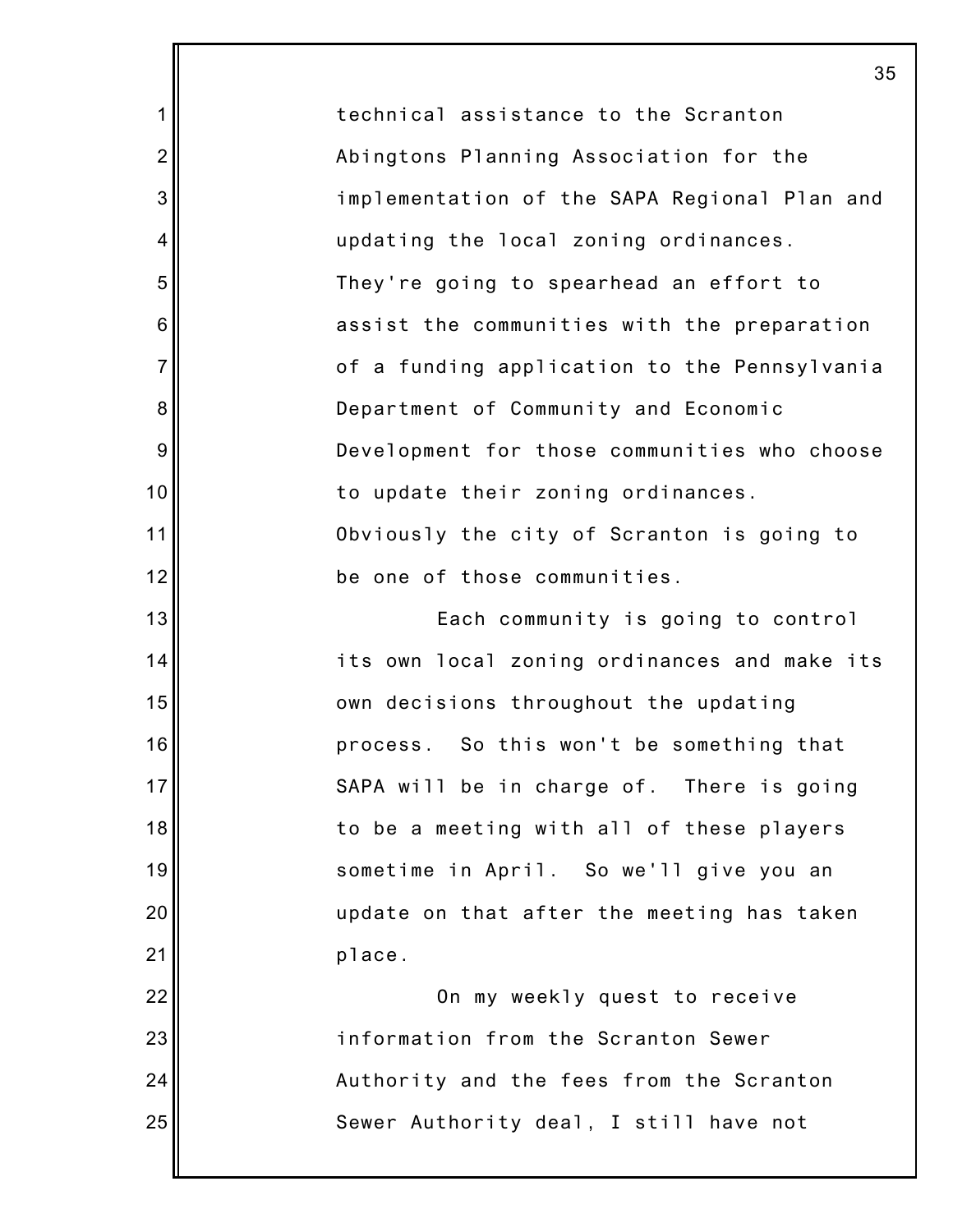technical assistance to the Scranton Abingtons Planning Association for the implementation of the SAPA Regional Plan and updating the local zoning ordinances. They're going to spearhead an effort to assist the communities with the preparation of a funding application to the Pennsylvania Department of Community and Economic Development for those communities who choose to update their zoning ordinances. Obviously the city of Scranton is going to be one of those communities.

Each community is going to control its own local zoning ordinances and make its own decisions throughout the updating process. So this won't be something that SAPA will be in charge of. There is going to be a meeting with all of these players sometime in April. So we'll give you an update on that after the meeting has taken place.

On my weekly quest to receive information from the Scranton Sewer Authority and the fees from the Scranton Sewer Authority deal, I still have not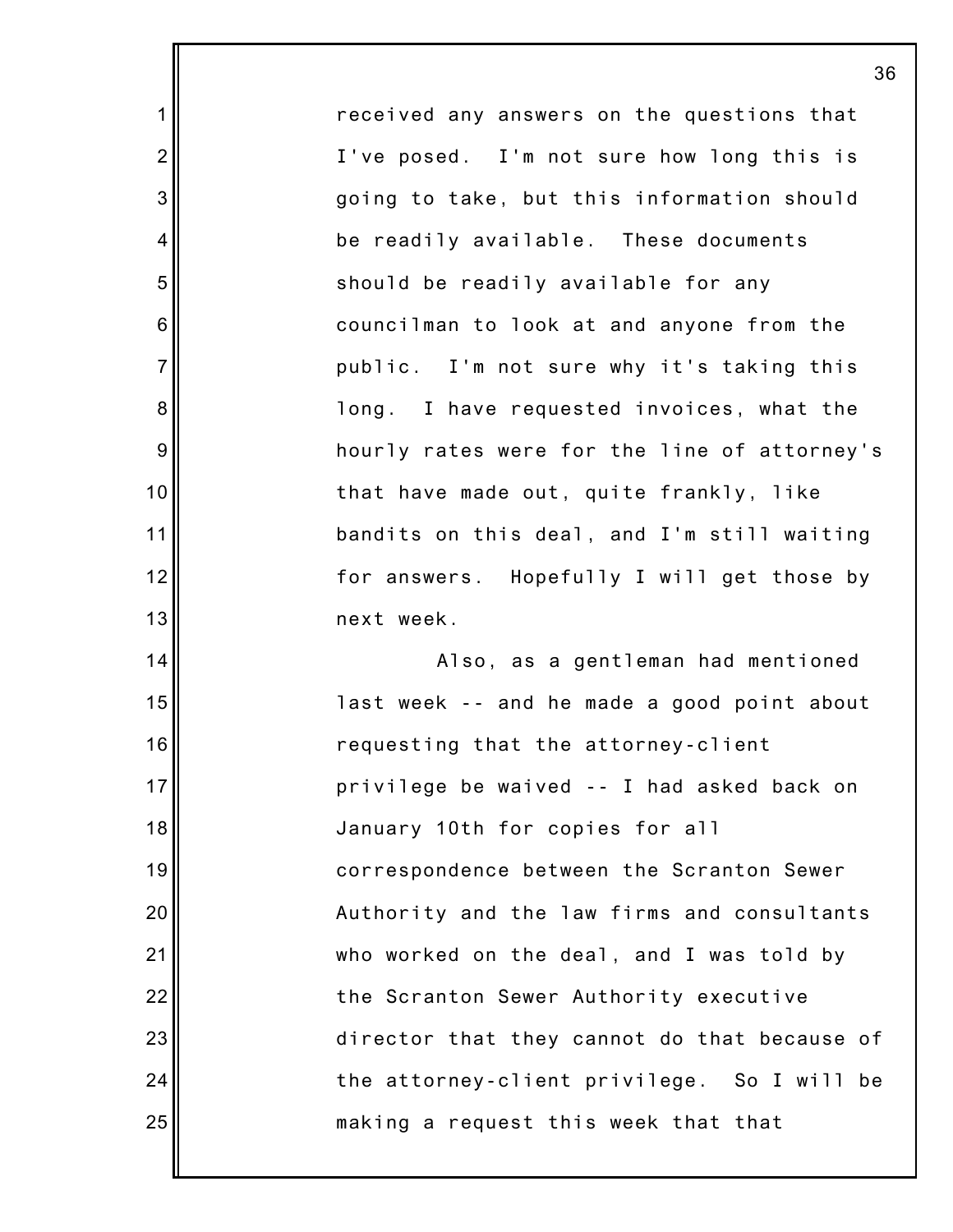received any answers on the questions that I've posed. I'm not sure how long this is going to take, but this information should be readily available. These documents should be readily available for any councilman to look at and anyone from the public. I'm not sure why it's taking this long. I have requested invoices, what the hourly rates were for the line of attorney's that have made out, quite frankly, like bandits on this deal, and I'm still waiting for answers. Hopefully I will get those by next week.

Also, as a gentleman had mentioned last week -- and he made a good point about requesting that the attorney-client privilege be waived -- I had asked back on January 10th for copies for all correspondence between the Scranton Sewer Authority and the law firms and consultants who worked on the deal, and I was told by the Scranton Sewer Authority executive director that they cannot do that because of the attorney-client privilege. So I will be making a request this week that that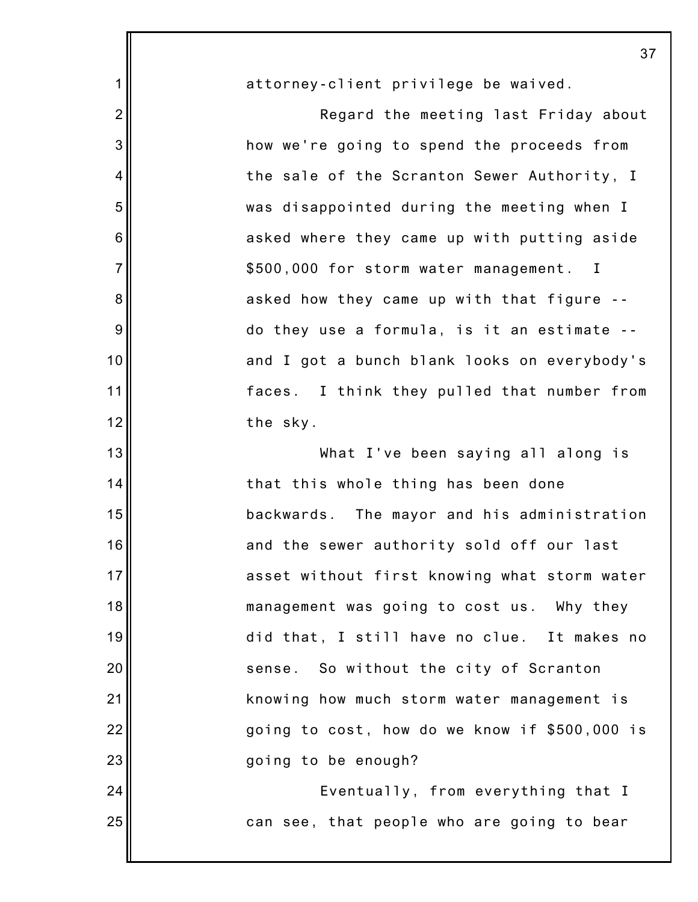attorney-client privilege be waived.

Regard the meeting last Friday about how we're going to spend the proceeds from the sale of the Scranton Sewer Authority, I was disappointed during the meeting when I asked where they came up with putting aside $500,000 for storm water management. I asked how they came up with that figure -- do they use a formula, is it an estimate -- and I got a bunch blank looks on everybody's faces. I think they pulled that number from the sky.

What I've been saying all along is that this whole thing has been done backwards. The mayor and his administration and the sewer authority sold off our last asset without first knowing what storm water management was going to cost us. Why they did that, I still have no clue. It makes no sense. So without the city of Scranton knowing how much storm water management is going to cost, how do we know if $500,000 is going to be enough?

Eventually, from everything that I can see, that people who are going to bear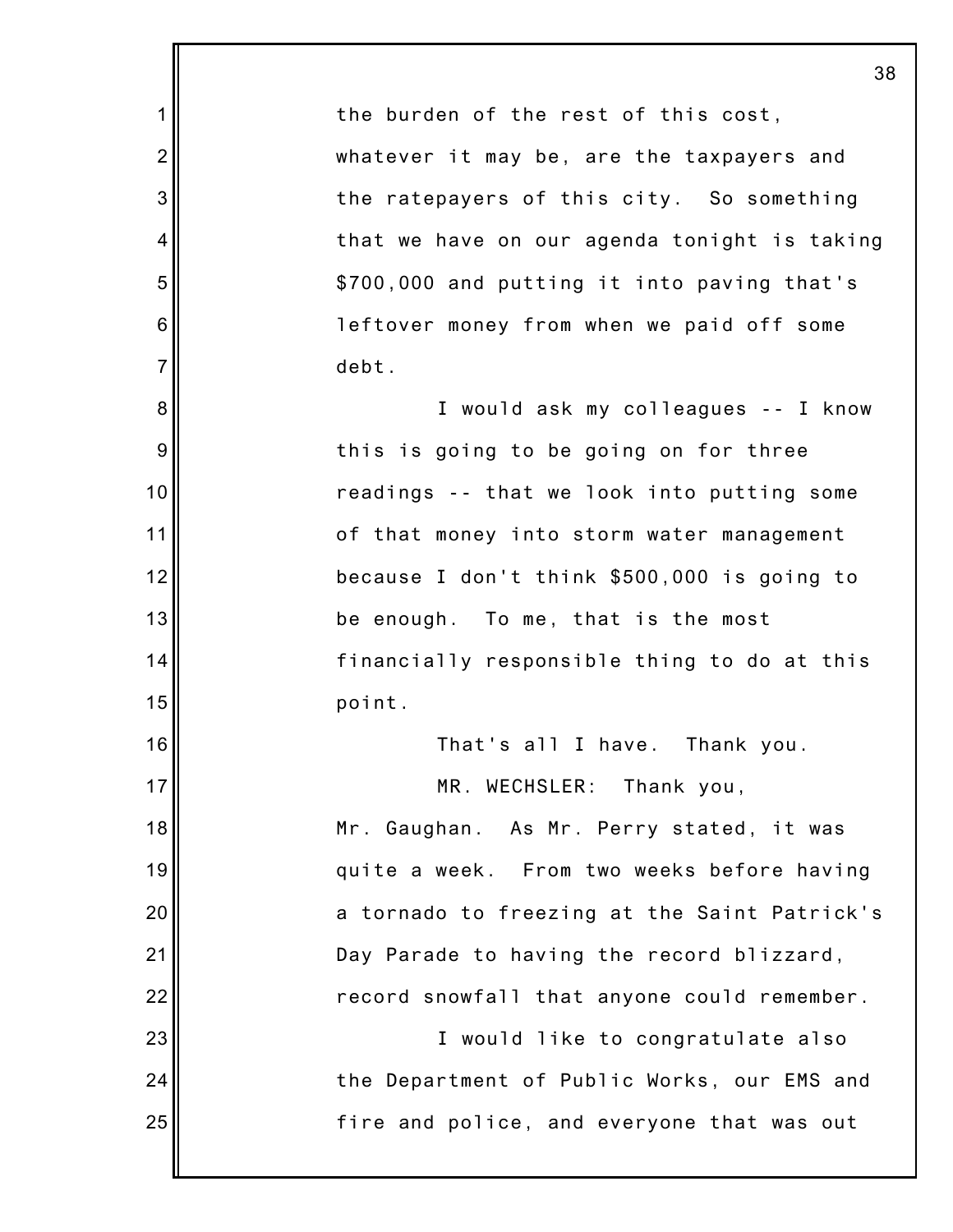the burden of the rest of this cost, whatever it may be, are the taxpayers and the ratepayers of this city. So something that we have on our agenda tonight is taking $700,000 and putting it into paving that's leftover money from when we paid off some debt.

I would ask my colleagues -- I know this is going to be going on for three readings -- that we look into putting some of that money into storm water management because I don't think $500,000 is going to be enough. To me, that is the most financially responsible thing to do at this point.

That's all I have. Thank you.

MR. WECHSLER: Thank you, Mr. Gaughan. As Mr. Perry stated, it was quite a week. From two weeks before having a tornado to freezing at the Saint Patrick's Day Parade to having the record blizzard, record snowfall that anyone could remember.

I would like to congratulate also the Department of Public Works, our EMS and fire and police, and everyone that was out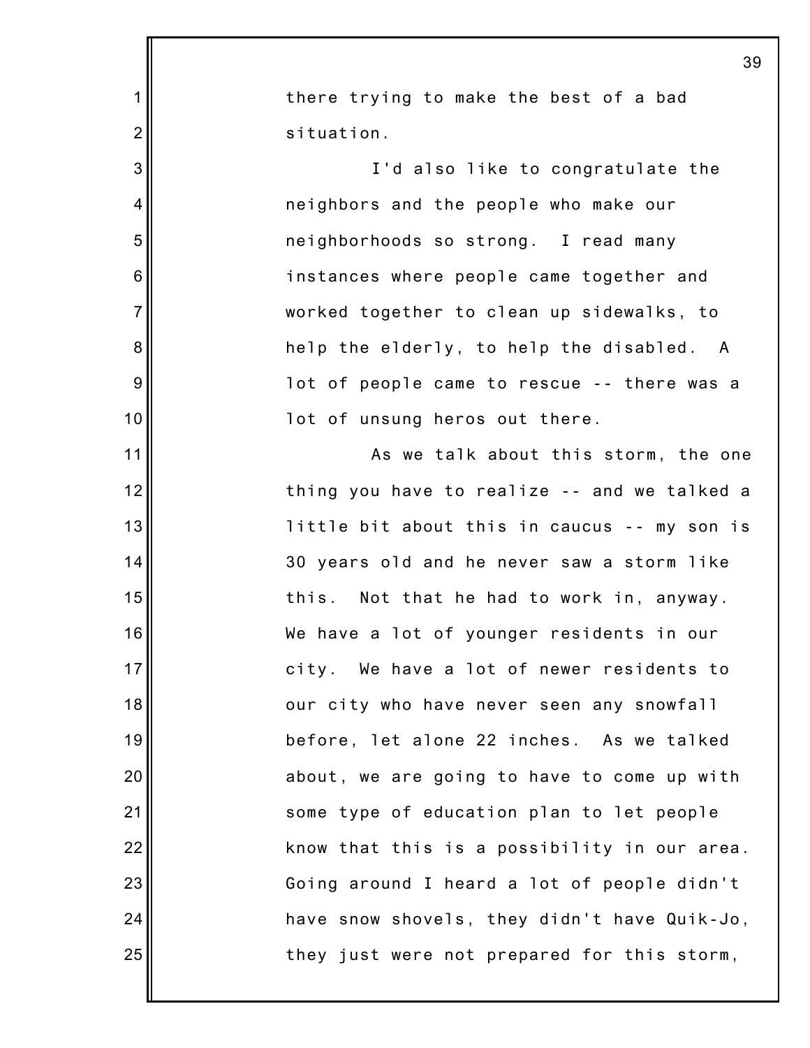there trying to make the best of a bad situation.

I'd also like to congratulate the neighbors and the people who make our neighborhoods so strong. I read many instances where people came together and worked together to clean up sidewalks, to help the elderly, to help the disabled. A lot of people came to rescue -- there was a lot of unsung heros out there.

As we talk about this storm, the one thing you have to realize -- and we talked a little bit about this in caucus -- my son is 30 years old and he never saw a storm like this. Not that he had to work in, anyway. We have a lot of younger residents in our city. We have a lot of newer residents to our city who have never seen any snowfall before, let alone 22 inches. As we talked about, we are going to have to come up with some type of education plan to let people know that this is a possibility in our area. Going around I heard a lot of people didn't have snow shovels, they didn't have Quik-Jo, they just were not prepared for this storm,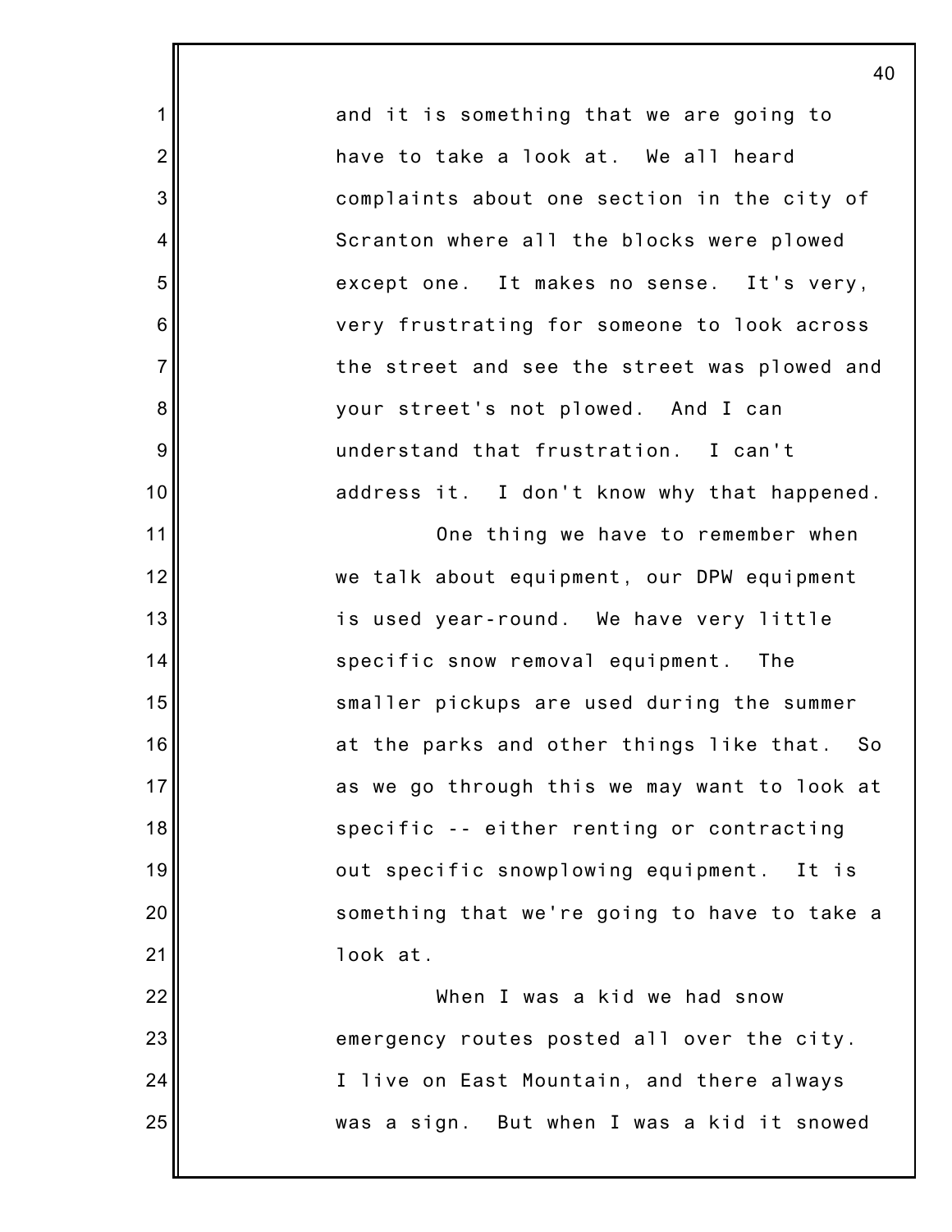and it is something that we are going to have to take a look at. We all heard complaints about one section in the city of Scranton where all the blocks were plowed except one. It makes no sense. It's very, very frustrating for someone to look across the street and see the street was plowed and your street's not plowed. And I can understand that frustration. I can't address it. I don't know why that happened.

One thing we have to remember when we talk about equipment, our DPW equipment is used year-round. We have very little specific snow removal equipment. The smaller pickups are used during the summer at the parks and other things like that. So as we go through this we may want to look at specific -- either renting or contracting out specific snowplowing equipment. It is something that we're going to have to take a look at.

When I was a kid we had snow emergency routes posted all over the city. I live on East Mountain, and there always was a sign. But when I was a kid it snowed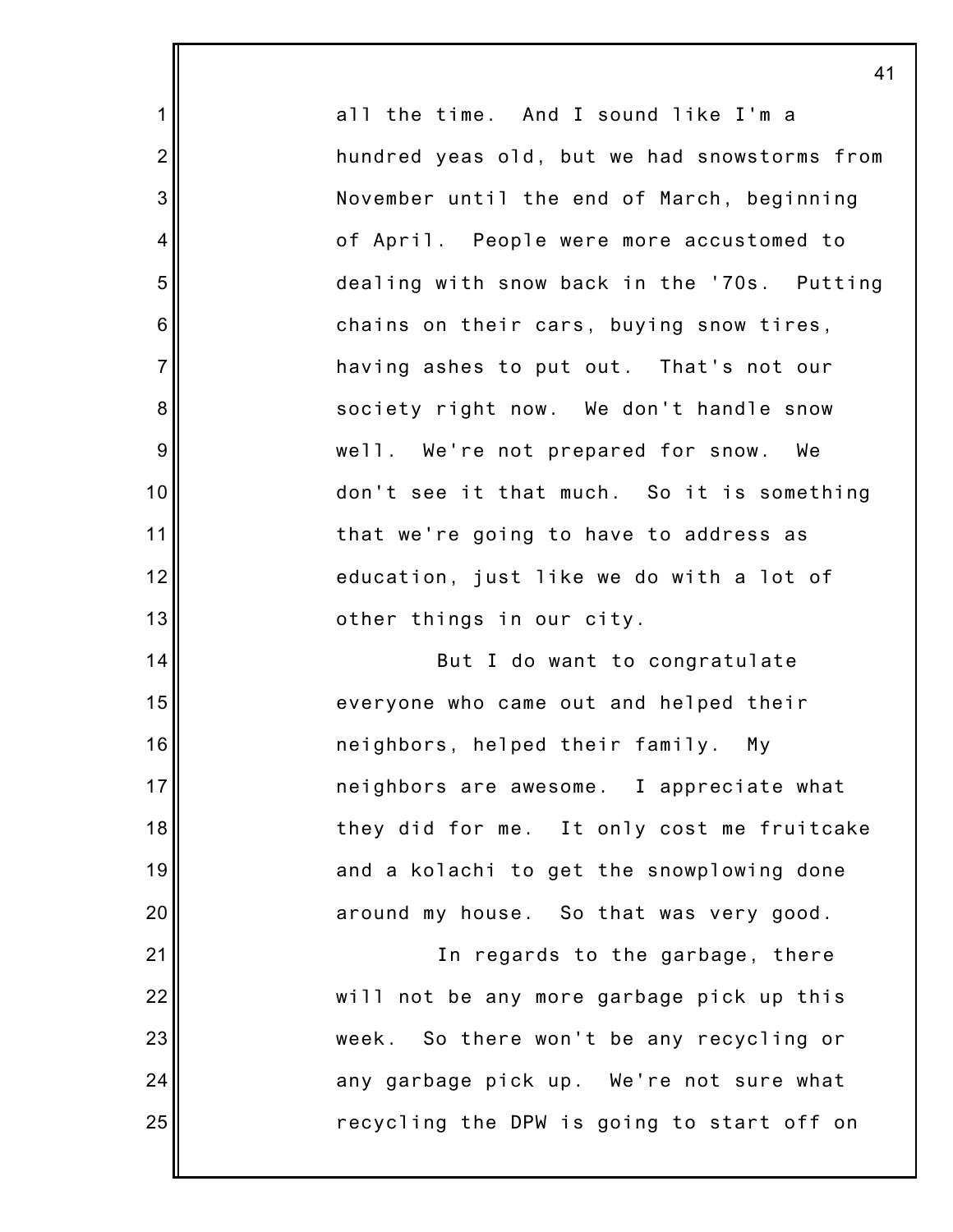all the time. And I sound like I'm a hundred yeas old, but we had snowstorms from November until the end of March, beginning of April. People were more accustomed to dealing with snow back in the '70s. Putting chains on their cars, buying snow tires, having ashes to put out. That's not our society right now. We don't handle snow well. We're not prepared for snow. We don't see it that much. So it is something that we're going to have to address as education, just like we do with a lot of other things in our city.

But I do want to congratulate everyone who came out and helped their neighbors, helped their family. My neighbors are awesome. I appreciate what they did for me. It only cost me fruitcake and a kolachi to get the snowplowing done around my house. So that was very good.

In regards to the garbage, there will not be any more garbage pick up this week. So there won't be any recycling or any garbage pick up. We're not sure what recycling the DPW is going to start off on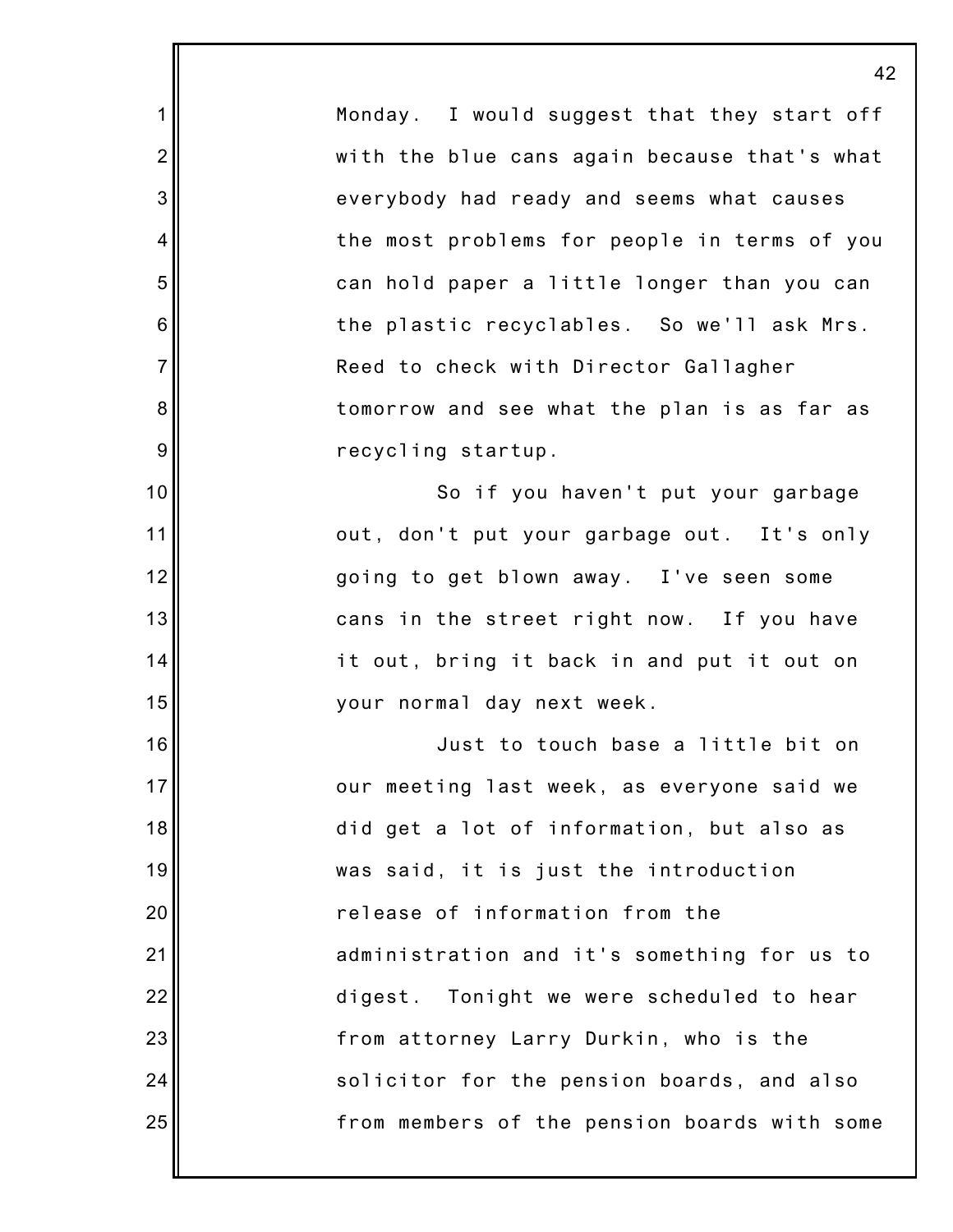Monday. I would suggest that they start off with the blue cans again because that's what everybody had ready and seems what causes the most problems for people in terms of you can hold paper a little longer than you can the plastic recyclables. So we'll ask Mrs. Reed to check with Director Gallagher tomorrow and see what the plan is as far as recycling startup.

So if you haven't put your garbage out, don't put your garbage out. It's only going to get blown away. I've seen some cans in the street right now. If you have it out, bring it back in and put it out on your normal day next week.

Just to touch base a little bit on our meeting last week, as everyone said we did get a lot of information, but also as was said, it is just the introduction release of information from the administration and it's something for us to digest. Tonight we were scheduled to hear from attorney Larry Durkin, who is the solicitor for the pension boards, and also from members of the pension boards with some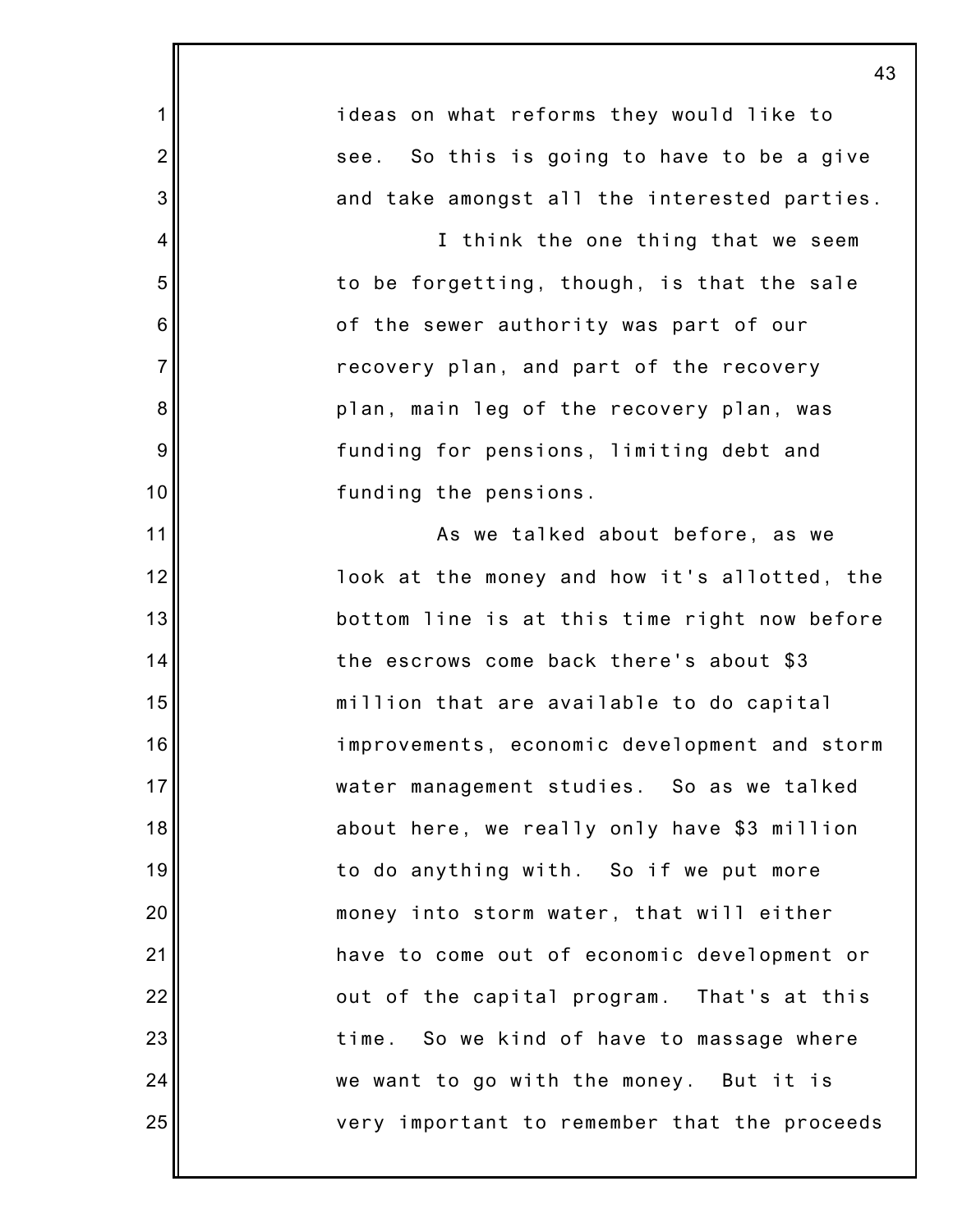ideas on what reforms they would like to see. So this is going to have to be a give and take amongst all the interested parties.

I think the one thing that we seem to be forgetting, though, is that the sale of the sewer authority was part of our recovery plan, and part of the recovery plan, main leg of the recovery plan, was funding for pensions, limiting debt and funding the pensions.

As we talked about before, as we look at the money and how it's allotted, the bottom line is at this time right now before the escrows come back there's about $3 million that are available to do capital improvements, economic development and storm water management studies. So as we talked about here, we really only have $3 million to do anything with. So if we put more money into storm water, that will either have to come out of economic development or out of the capital program. That's at this time. So we kind of have to massage where we want to go with the money. But it is very important to remember that the proceeds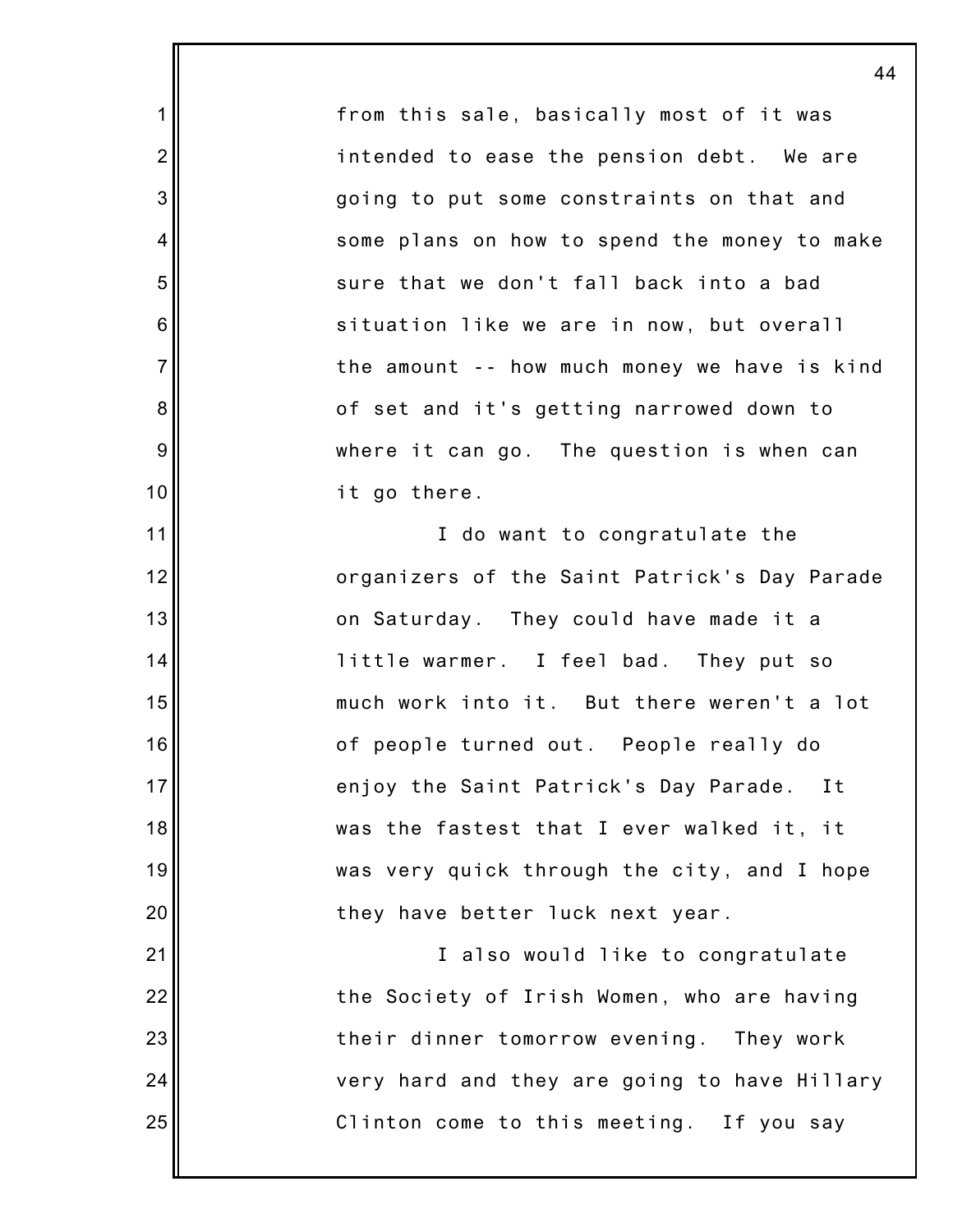from this sale, basically most of it was intended to ease the pension debt. We are going to put some constraints on that and some plans on how to spend the money to make sure that we don't fall back into a bad situation like we are in now, but overall the amount -- how much money we have is kind of set and it's getting narrowed down to where it can go. The question is when can it go there.

I do want to congratulate the organizers of the Saint Patrick's Day Parade on Saturday. They could have made it a little warmer. I feel bad. They put so much work into it. But there weren't a lot of people turned out. People really do enjoy the Saint Patrick's Day Parade. It was the fastest that I ever walked it, it was very quick through the city, and I hope they have better luck next year.

I also would like to congratulate the Society of Irish Women, who are having their dinner tomorrow evening. They work very hard and they are going to have Hillary Clinton come to this meeting. If you say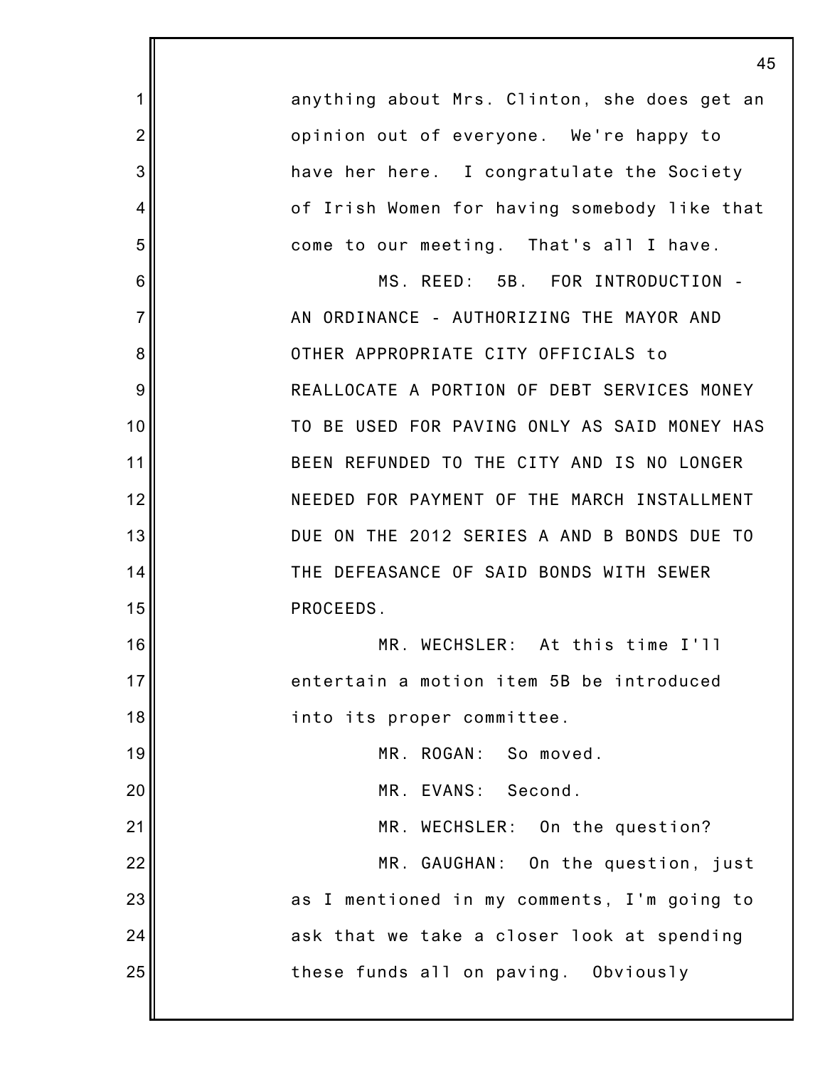anything about Mrs. Clinton, she does get an opinion out of everyone. We're happy to have her here. I congratulate the Society of Irish Women for having somebody like that come to our meeting. That's all I have.

MS. REED: 5B. FOR INTRODUCTION - AN ORDINANCE - AUTHORIZING THE MAYOR AND OTHER APPROPRIATE CITY OFFICIALS to REALLOCATE A PORTION OF DEBT SERVICES MONEY TO BE USED FOR PAVING ONLY AS SAID MONEY HAS BEEN REFUNDED TO THE CITY AND IS NO LONGER NEEDED FOR PAYMENT OF THE MARCH INSTALLMENT DUE ON THE 2012 SERIES A AND B BONDS DUE TO THE DEFEASANCE OF SAID BONDS WITH SEWER PROCEEDS.

MR. WECHSLER: At this time I'll entertain a motion item 5B be introduced into its proper committee.

MR. ROGAN: So moved.

MR. EVANS: Second.

MR. WECHSLER: On the question?

MR. GAUGHAN: On the question, just as I mentioned in my comments, I'm going to ask that we take a closer look at spending these funds all on paving. Obviously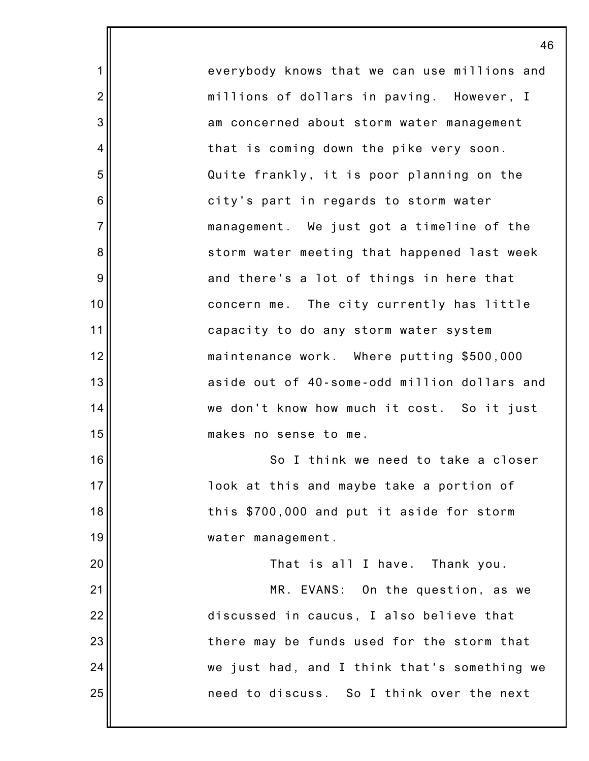everybody knows that we can use millions and millions of dollars in paving. However, I am concerned about storm water management that is coming down the pike very soon. Quite frankly, it is poor planning on the city's part in regards to storm water management. We just got a timeline of the storm water meeting that happened last week and there's a lot of things in here that concern me. The city currently has little capacity to do any storm water system maintenance work. Where putting $500,000 aside out of 40-some-odd million dollars and we don't know how much it cost. So it just makes no sense to me.

So I think we need to take a closer look at this and maybe take a portion of this $700,000 and put it aside for storm water management.

That is all I have. Thank you.

MR. EVANS: On the question, as we discussed in caucus, I also believe that there may be funds used for the storm that we just had, and I think that's something we need to discuss. So I think over the next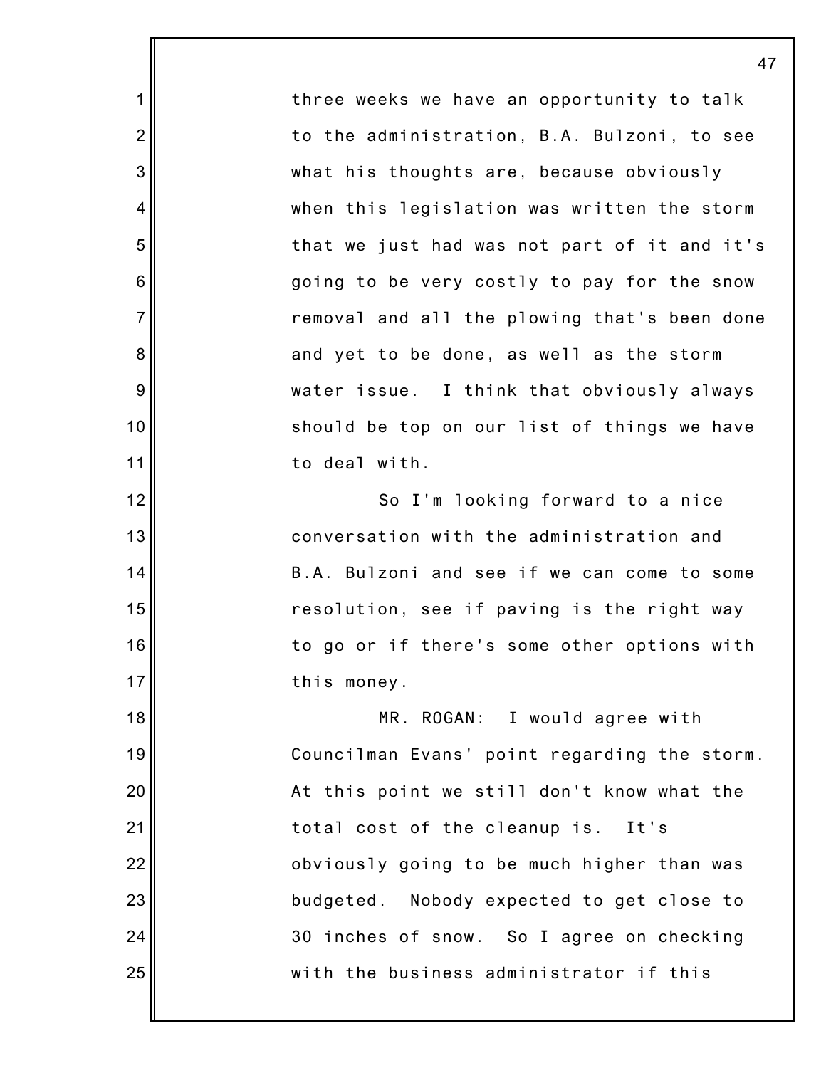three weeks we have an opportunity to talk to the administration, B.A. Bulzoni, to see what his thoughts are, because obviously when this legislation was written the storm that we just had was not part of it and it's going to be very costly to pay for the snow removal and all the plowing that's been done and yet to be done, as well as the storm water issue. I think that obviously always should be top on our list of things we have to deal with.

So I'm looking forward to a nice conversation with the administration and B.A. Bulzoni and see if we can come to some resolution, see if paving is the right way to go or if there's some other options with this money.

MR. ROGAN: I would agree with Councilman Evans' point regarding the storm. At this point we still don't know what the total cost of the cleanup is. It's obviously going to be much higher than was budgeted. Nobody expected to get close to 30 inches of snow. So I agree on checking with the business administrator if this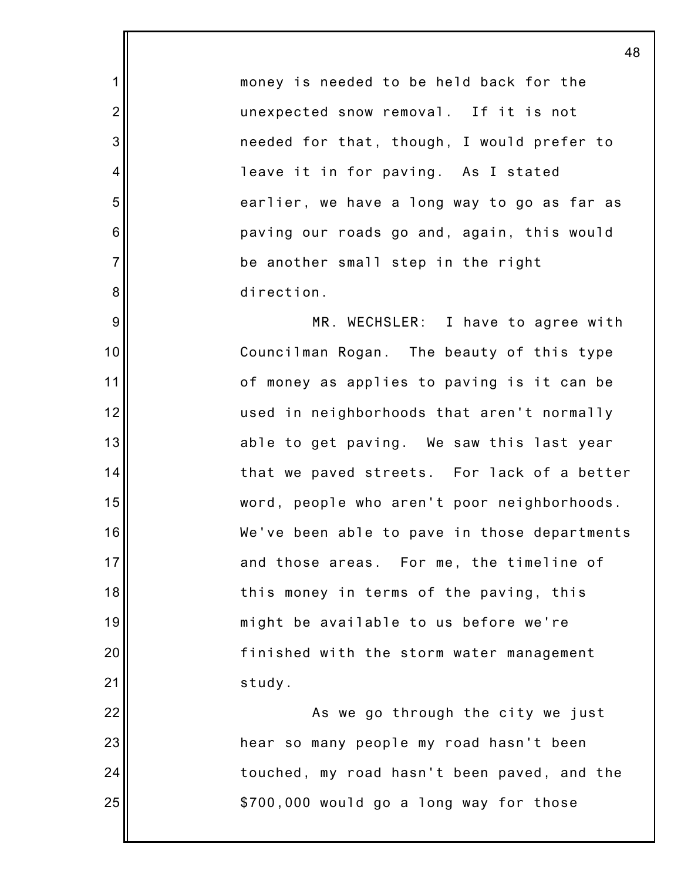money is needed to be held back for the unexpected snow removal. If it is not needed for that, though, I would prefer to leave it in for paving. As I stated earlier, we have a long way to go as far as paving our roads go and, again, this would be another small step in the right direction.

MR. WECHSLER: I have to agree with Councilman Rogan. The beauty of this type of money as applies to paving is it can be used in neighborhoods that aren't normally able to get paving. We saw this last year that we paved streets. For lack of a better word, people who aren't poor neighborhoods. We've been able to pave in those departments and those areas. For me, the timeline of this money in terms of the paving, this might be available to us before we're finished with the storm water management study.

As we go through the city we just hear so many people my road hasn't been touched, my road hasn't been paved, and the $700,000 would go a long way for those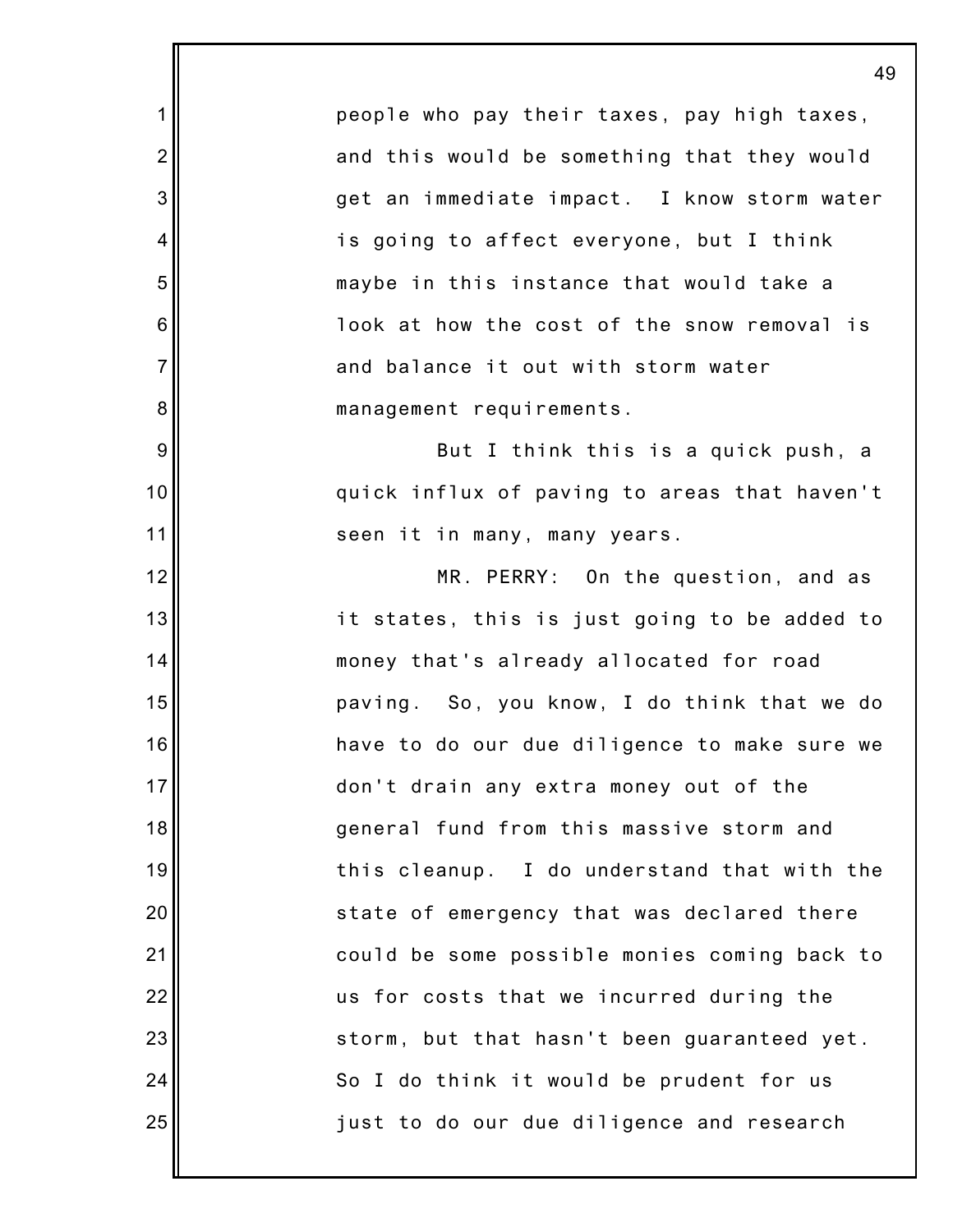people who pay their taxes, pay high taxes, and this would be something that they would get an immediate impact. I know storm water is going to affect everyone, but I think maybe in this instance that would take a look at how the cost of the snow removal is and balance it out with storm water management requirements.

But I think this is a quick push, a quick influx of paving to areas that haven't seen it in many, many years.

MR. PERRY: On the question, and as it states, this is just going to be added to money that's already allocated for road paving. So, you know, I do think that we do have to do our due diligence to make sure we don't drain any extra money out of the general fund from this massive storm and this cleanup. I do understand that with the state of emergency that was declared there could be some possible monies coming back to us for costs that we incurred during the storm, but that hasn't been guaranteed yet. So I do think it would be prudent for us just to do our due diligence and research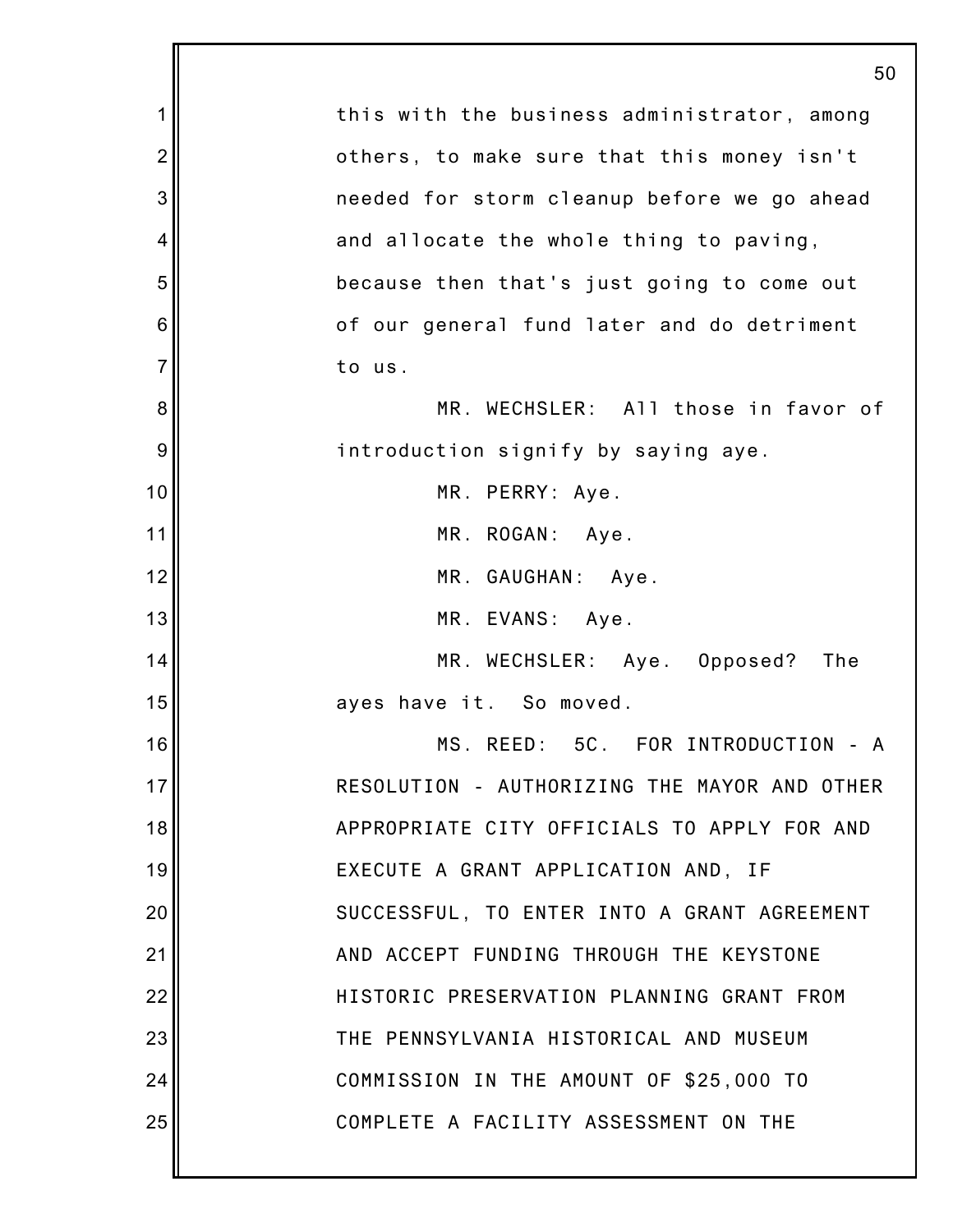this with the business administrator, among others, to make sure that this money isn't needed for storm cleanup before we go ahead and allocate the whole thing to paving, because then that's just going to come out of our general fund later and do detriment to us.

MR. WECHSLER: All those in favor of introduction signify by saying aye.

MR. PERRY: Aye.

MR. ROGAN: Aye.

MR. GAUGHAN: Aye.

MR. EVANS: Aye.

MR. WECHSLER: Aye. Opposed? The ayes have it. So moved.

MS. REED: 5C. FOR INTRODUCTION - A RESOLUTION - AUTHORIZING THE MAYOR AND OTHER APPROPRIATE CITY OFFICIALS TO APPLY FOR AND EXECUTE A GRANT APPLICATION AND, IF SUCCESSFUL, TO ENTER INTO A GRANT AGREEMENT AND ACCEPT FUNDING THROUGH THE KEYSTONE HISTORIC PRESERVATION PLANNING GRANT FROM THE PENNSYLVANIA HISTORICAL AND MUSEUM COMMISSION IN THE AMOUNT OF $25,000 TO COMPLETE A FACILITY ASSESSMENT ON THE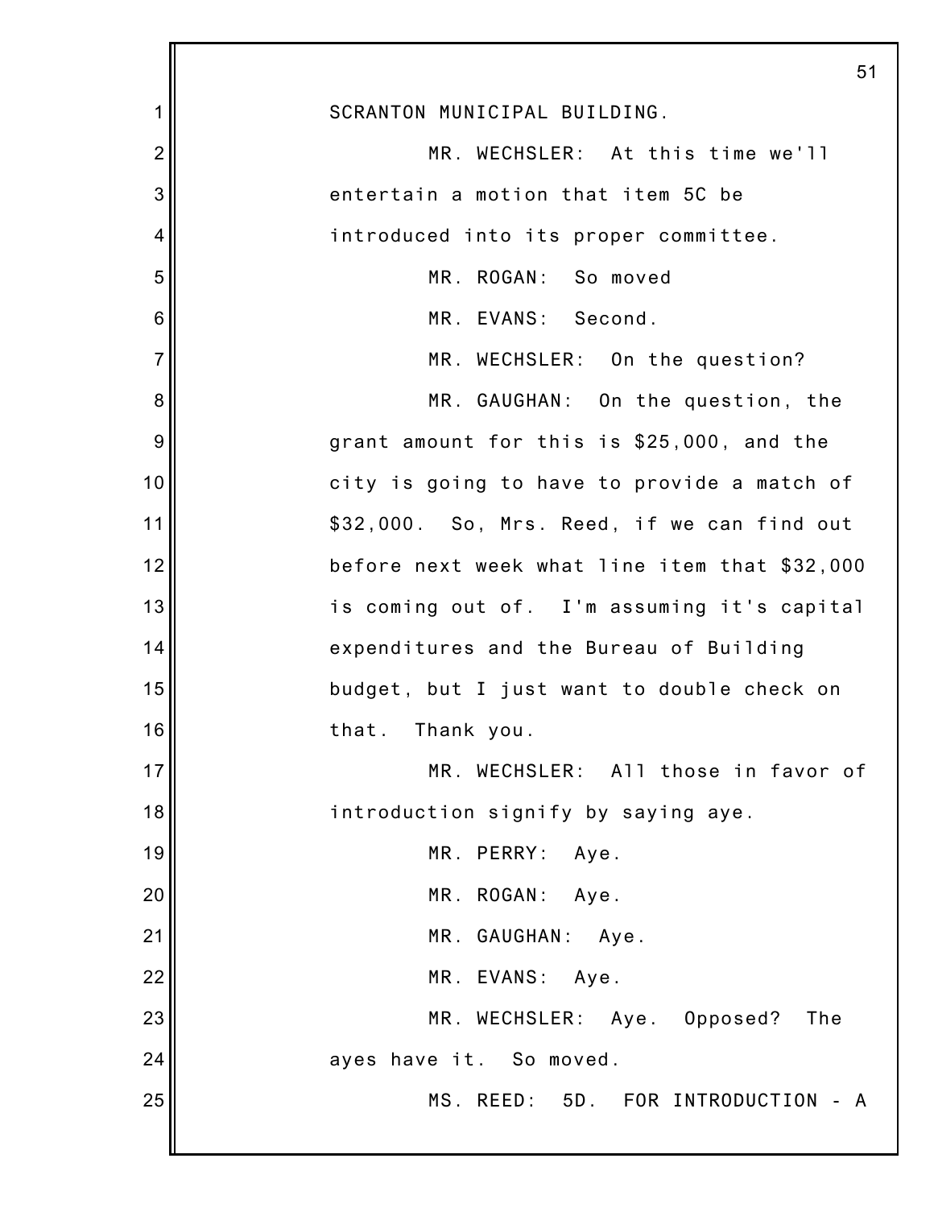SCRANTON MUNICIPAL BUILDING.

MR. WECHSLER: At this time we'll entertain a motion that item 5C be introduced into its proper committee.

MR. ROGAN: So moved

MR. EVANS: Second.

MR. WECHSLER: On the question?

MR. GAUGHAN: On the question, the grant amount for this is $25,000, and the city is going to have to provide a match of $32,000. So, Mrs. Reed, if we can find out before next week what line item that $32,000 is coming out of. I'm assuming it's capital expenditures and the Bureau of Building budget, but I just want to double check on that. Thank you.

MR. WECHSLER: All those in favor of introduction signify by saying aye.

MR. PERRY: Aye.

MR. ROGAN: Aye.

MR. GAUGHAN: Aye.

MR. EVANS: Aye.

MR. WECHSLER: Aye. Opposed? The ayes have it. So moved.

MS. REED: 5D. FOR INTRODUCTION - A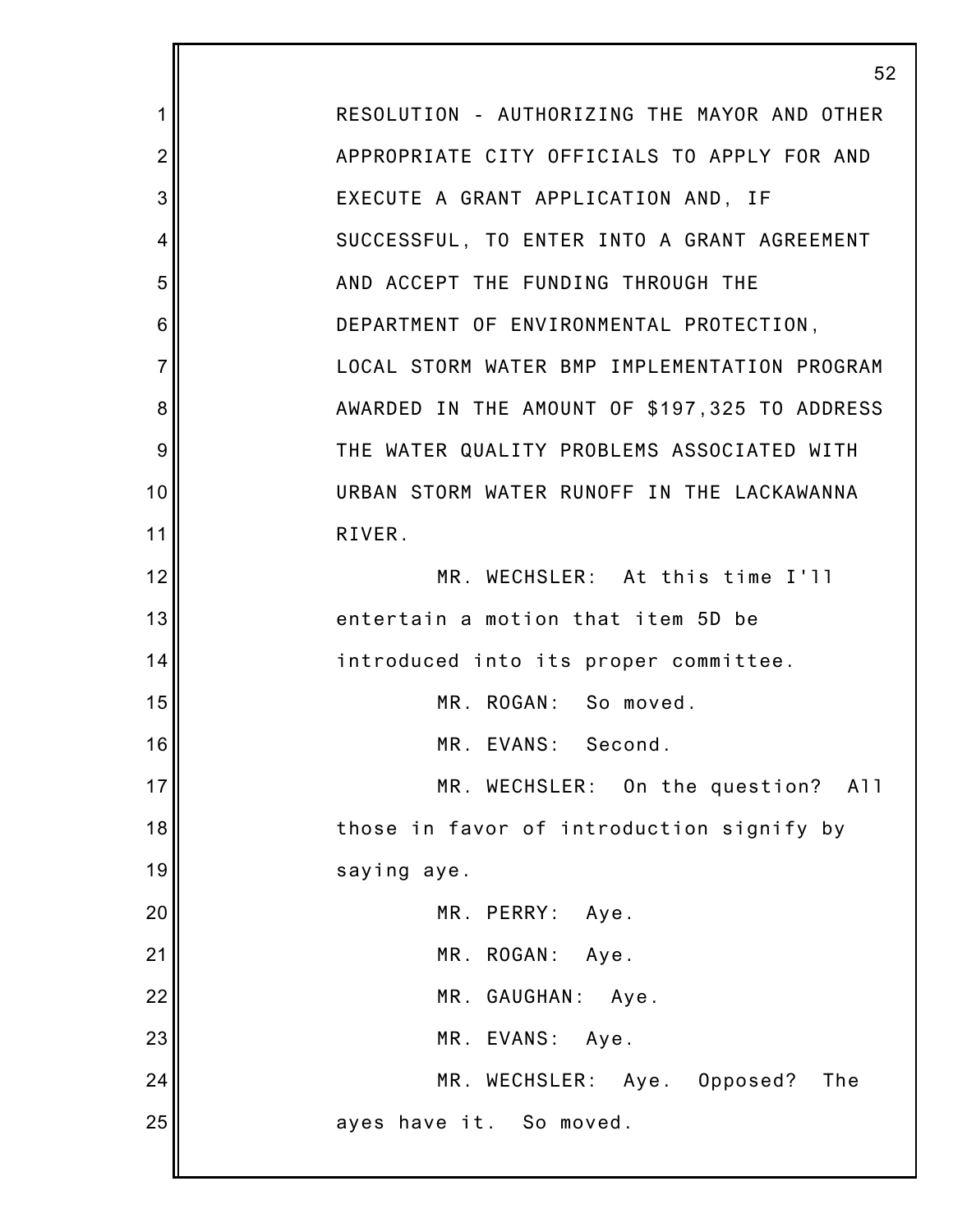RESOLUTION - AUTHORIZING THE MAYOR AND OTHER APPROPRIATE CITY OFFICIALS TO APPLY FOR AND EXECUTE A GRANT APPLICATION AND, IF SUCCESSFUL, TO ENTER INTO A GRANT AGREEMENT AND ACCEPT THE FUNDING THROUGH THE DEPARTMENT OF ENVIRONMENTAL PROTECTION, LOCAL STORM WATER BMP IMPLEMENTATION PROGRAM AWARDED IN THE AMOUNT OF $197,325 TO ADDRESS THE WATER QUALITY PROBLEMS ASSOCIATED WITH URBAN STORM WATER RUNOFF IN THE LACKAWANNA RIVER.

MR. WECHSLER: At this time I'll entertain a motion that item 5D be introduced into its proper committee.

MR. ROGAN: So moved.

MR. EVANS: Second.

MR. WECHSLER: On the question? All those in favor of introduction signify by saying aye.

MR. PERRY: Aye.

MR. ROGAN: Aye.

MR. GAUGHAN: Aye.

MR. EVANS: Aye.

MR. WECHSLER: Aye. Opposed? The ayes have it. So moved.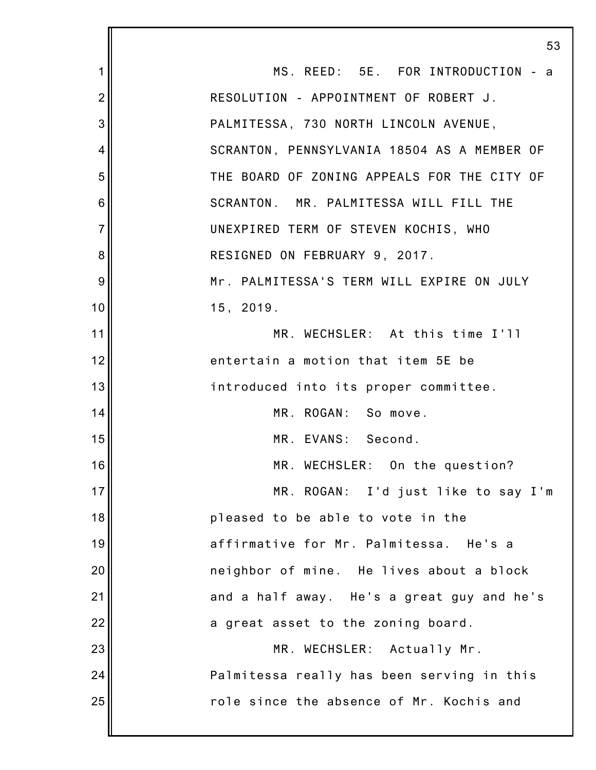MS. REED: 5E. FOR INTRODUCTION - a RESOLUTION - APPOINTMENT OF ROBERT J. PALMITESSA, 730 NORTH LINCOLN AVENUE, SCRANTON, PENNSYLVANIA 18504 AS A MEMBER OF THE BOARD OF ZONING APPEALS FOR THE CITY OF SCRANTON. MR. PALMITESSA WILL FILL THE UNEXPIRED TERM OF STEVEN KOCHIS, WHO RESIGNED ON FEBRUARY 9, 2017. Mr. PALMITESSA'S TERM WILL EXPIRE ON JULY 15, 2019.

MR. WECHSLER: At this time I'll entertain a motion that item 5E be introduced into its proper committee.

MR. ROGAN: So move.

MR. EVANS: Second.

MR. WECHSLER: On the question?

MR. ROGAN: I'd just like to say I'm pleased to be able to vote in the affirmative for Mr. Palmitessa. He's a neighbor of mine. He lives about a block and a half away. He's a great guy and he's a great asset to the zoning board.

MR. WECHSLER: Actually Mr. Palmitessa really has been serving in this role since the absence of Mr. Kochis and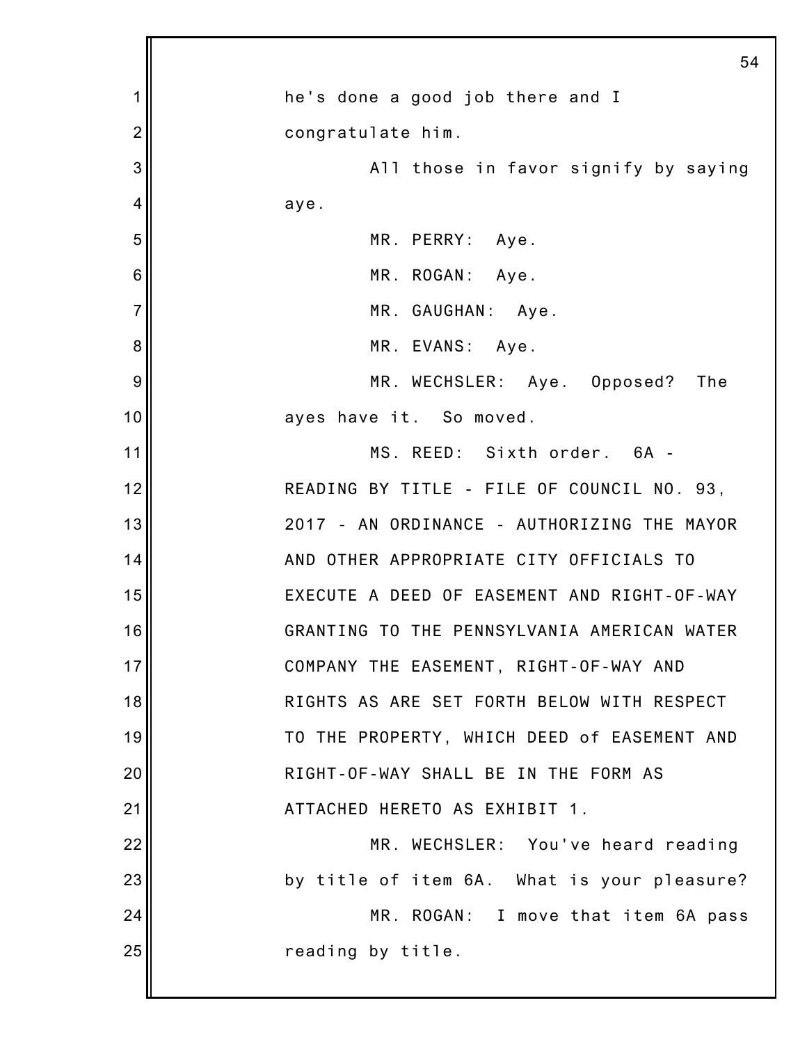he's done a good job there and I congratulate him.

All those in favor signify by saying aye.

MR. PERRY: Aye.

MR. ROGAN: Aye.

MR. GAUGHAN: Aye.

MR. EVANS: Aye.

MR. WECHSLER: Aye. Opposed? The ayes have it. So moved.

MS. REED: Sixth order. 6A - READING BY TITLE - FILE OF COUNCIL NO. 93, 2017 - AN ORDINANCE - AUTHORIZING THE MAYOR AND OTHER APPROPRIATE CITY OFFICIALS TO EXECUTE A DEED OF EASEMENT AND RIGHT-OF-WAY GRANTING TO THE PENNSYLVANIA AMERICAN WATER COMPANY THE EASEMENT, RIGHT-OF-WAY AND RIGHTS AS ARE SET FORTH BELOW WITH RESPECT TO THE PROPERTY, WHICH DEED of EASEMENT AND RIGHT-OF-WAY SHALL BE IN THE FORM AS ATTACHED HERETO AS EXHIBIT 1.

MR. WECHSLER: You've heard reading by title of item 6A. What is your pleasure?

MR. ROGAN: I move that item 6A pass reading by title.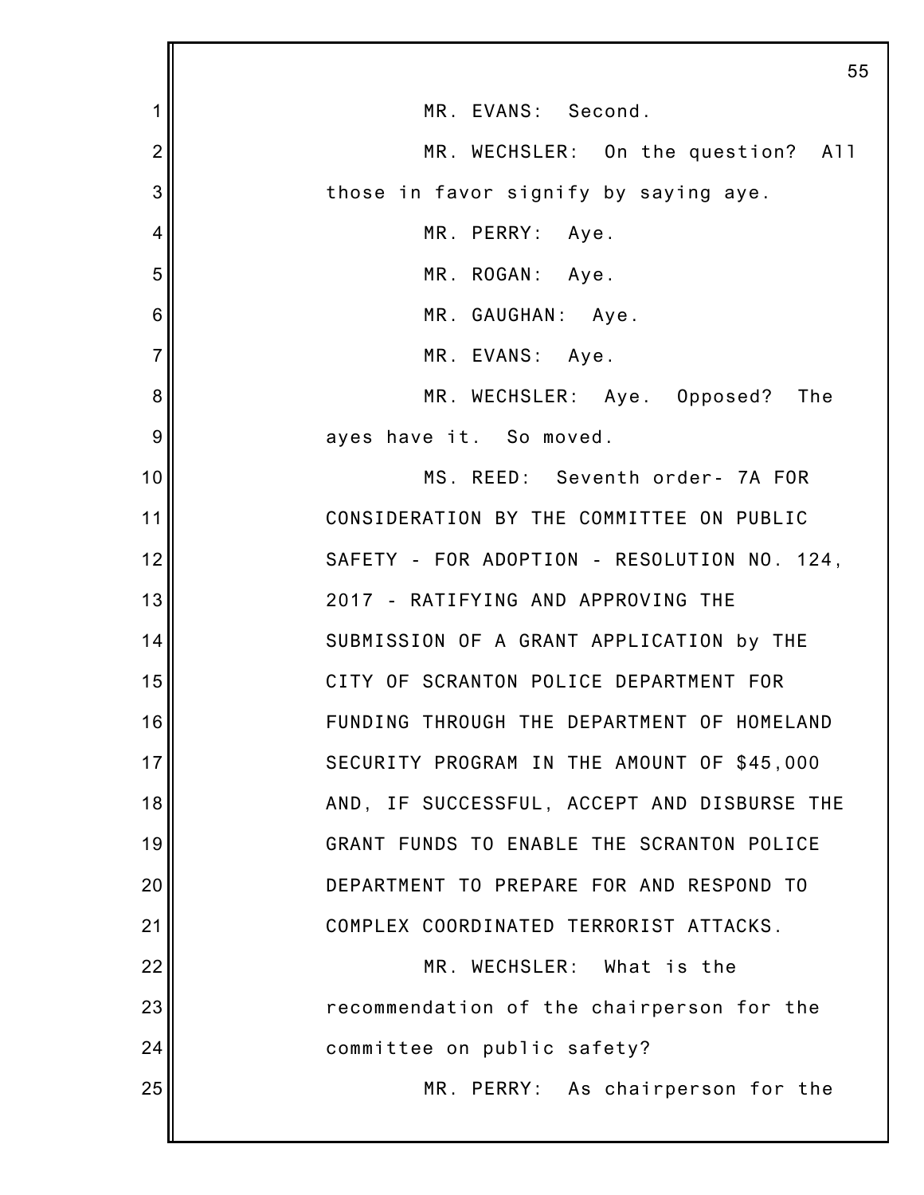MR. EVANS: Second.

MR. WECHSLER: On the question? All those in favor signify by saying aye.

MR. PERRY: Aye.

MR. ROGAN: Aye.

MR. GAUGHAN: Aye.

MR. EVANS: Aye.

MR. WECHSLER: Aye. Opposed? The ayes have it. So moved.

MS. REED: Seventh order- 7A FOR CONSIDERATION BY THE COMMITTEE ON PUBLIC SAFETY - FOR ADOPTION - RESOLUTION NO. 124, 2017 - RATIFYING AND APPROVING THE SUBMISSION OF A GRANT APPLICATION by THE CITY OF SCRANTON POLICE DEPARTMENT FOR FUNDING THROUGH THE DEPARTMENT OF HOMELAND SECURITY PROGRAM IN THE AMOUNT OF $45,000 AND, IF SUCCESSFUL, ACCEPT AND DISBURSE THE GRANT FUNDS TO ENABLE THE SCRANTON POLICE DEPARTMENT TO PREPARE FOR AND RESPOND TO COMPLEX COORDINATED TERRORIST ATTACKS.

MR. WECHSLER: What is the recommendation of the chairperson for the committee on public safety?

MR. PERRY: As chairperson for the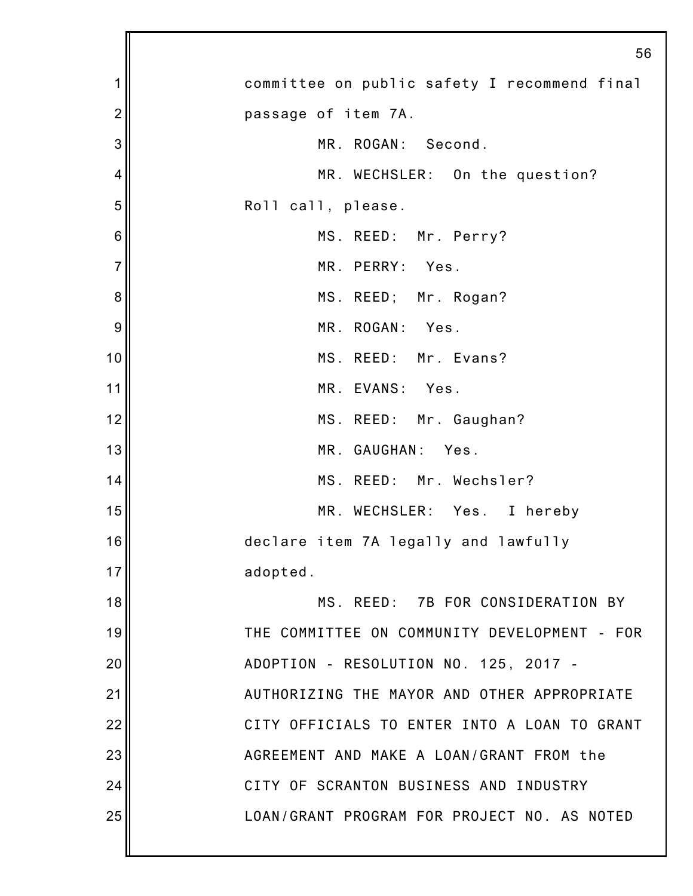committee on public safety I recommend final passage of item 7A.

MR. ROGAN: Second.

MR. WECHSLER: On the question? Roll call, please.

MS. REED: Mr. Perry?

MR. PERRY: Yes.

MS. REED; Mr. Rogan?

MR. ROGAN: Yes.

MS. REED: Mr. Evans?

MR. EVANS: Yes.

MS. REED: Mr. Gaughan?

MR. GAUGHAN: Yes.

MS. REED: Mr. Wechsler?

MR. WECHSLER: Yes. I hereby declare item 7A legally and lawfully adopted.

MS. REED: 7B FOR CONSIDERATION BY THE COMMITTEE ON COMMUNITY DEVELOPMENT - FOR ADOPTION - RESOLUTION NO. 125, 2017 - AUTHORIZING THE MAYOR AND OTHER APPROPRIATE CITY OFFICIALS TO ENTER INTO A LOAN TO GRANT AGREEMENT AND MAKE A LOAN/GRANT FROM the CITY OF SCRANTON BUSINESS AND INDUSTRY LOAN/GRANT PROGRAM FOR PROJECT NO. AS NOTED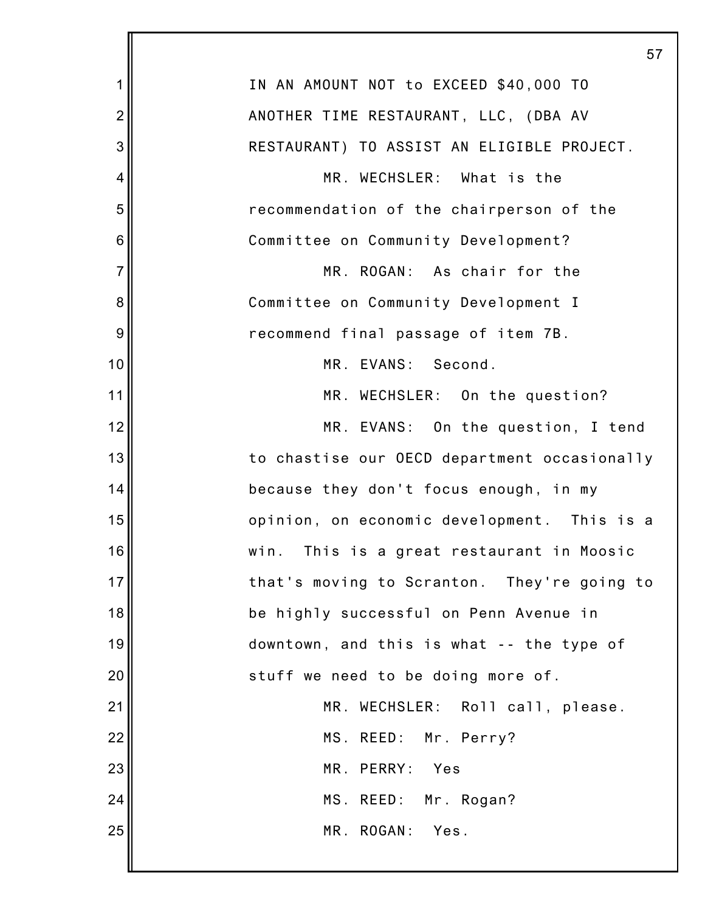IN AN AMOUNT NOT to EXCEED $40,000 TO ANOTHER TIME RESTAURANT, LLC, (DBA AV RESTAURANT) TO ASSIST AN ELIGIBLE PROJECT.

MR. WECHSLER: What is the recommendation of the chairperson of the Committee on Community Development?

MR. ROGAN: As chair for the Committee on Community Development I recommend final passage of item 7B.

MR. EVANS: Second.

MR. WECHSLER: On the question?

MR. EVANS: On the question, I tend to chastise our OECD department occasionally because they don't focus enough, in my opinion, on economic development. This is a win. This is a great restaurant in Moosic that's moving to Scranton. They're going to be highly successful on Penn Avenue in downtown, and this is what -- the type of stuff we need to be doing more of.

MR. WECHSLER: Roll call, please.

MS. REED: Mr. Perry?

MR. PERRY: Yes

MS. REED: Mr. Rogan?

MR. ROGAN: Yes.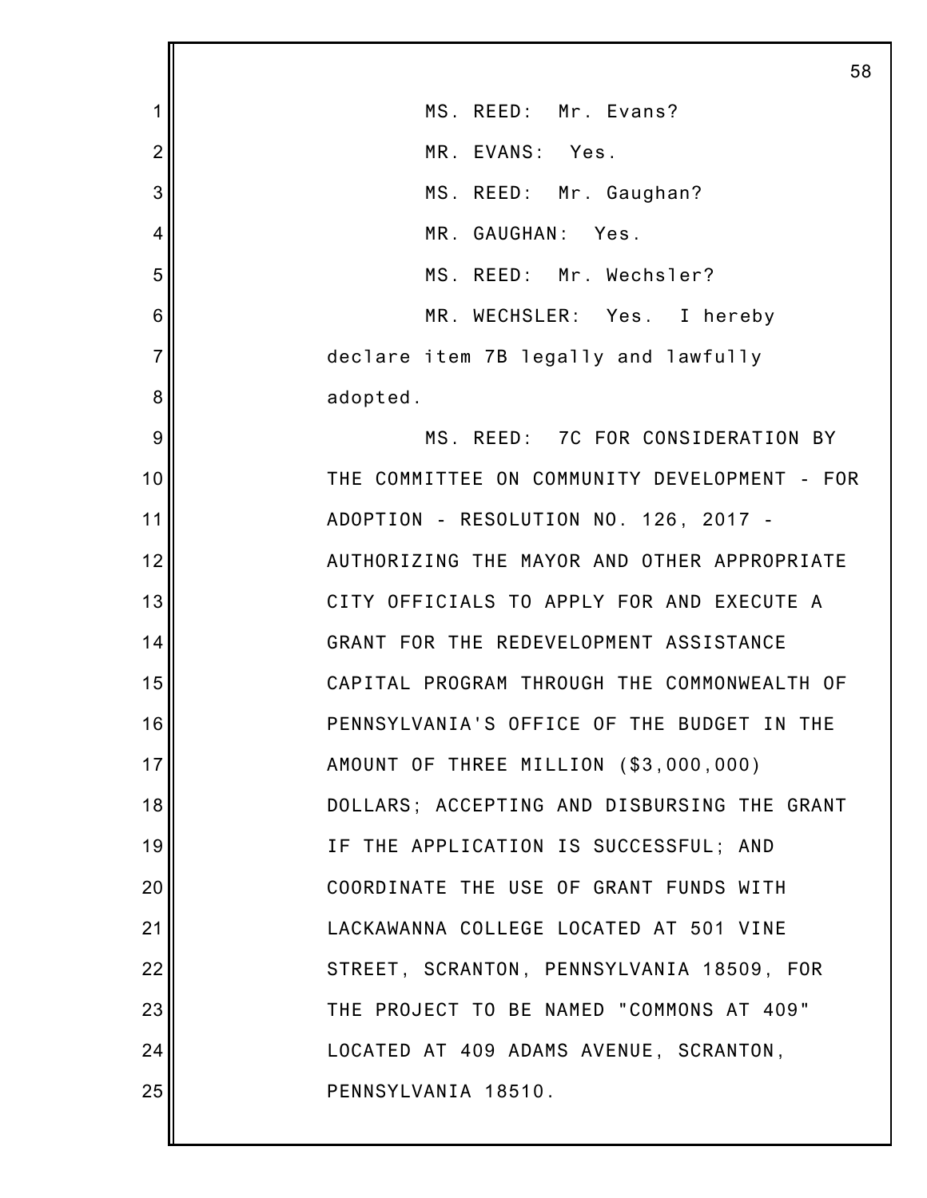MS. REED: Mr. Evans?

MR. EVANS: Yes.

MS. REED: Mr. Gaughan?

MR. GAUGHAN: Yes.

MS. REED: Mr. Wechsler?

MR. WECHSLER: Yes. I hereby declare item 7B legally and lawfully adopted.

MS. REED: 7C FOR CONSIDERATION BY THE COMMITTEE ON COMMUNITY DEVELOPMENT - FOR ADOPTION - RESOLUTION NO. 126, 2017 - AUTHORIZING THE MAYOR AND OTHER APPROPRIATE CITY OFFICIALS TO APPLY FOR AND EXECUTE A GRANT FOR THE REDEVELOPMENT ASSISTANCE CAPITAL PROGRAM THROUGH THE COMMONWEALTH OF PENNSYLVANIA'S OFFICE OF THE BUDGET IN THE AMOUNT OF THREE MILLION ($3,000,000) DOLLARS; ACCEPTING AND DISBURSING THE GRANT IF THE APPLICATION IS SUCCESSFUL; AND COORDINATE THE USE OF GRANT FUNDS WITH LACKAWANNA COLLEGE LOCATED AT 501 VINE STREET, SCRANTON, PENNSYLVANIA 18509, FOR THE PROJECT TO BE NAMED "COMMONS AT 409" LOCATED AT 409 ADAMS AVENUE, SCRANTON, PENNSYLVANIA 18510.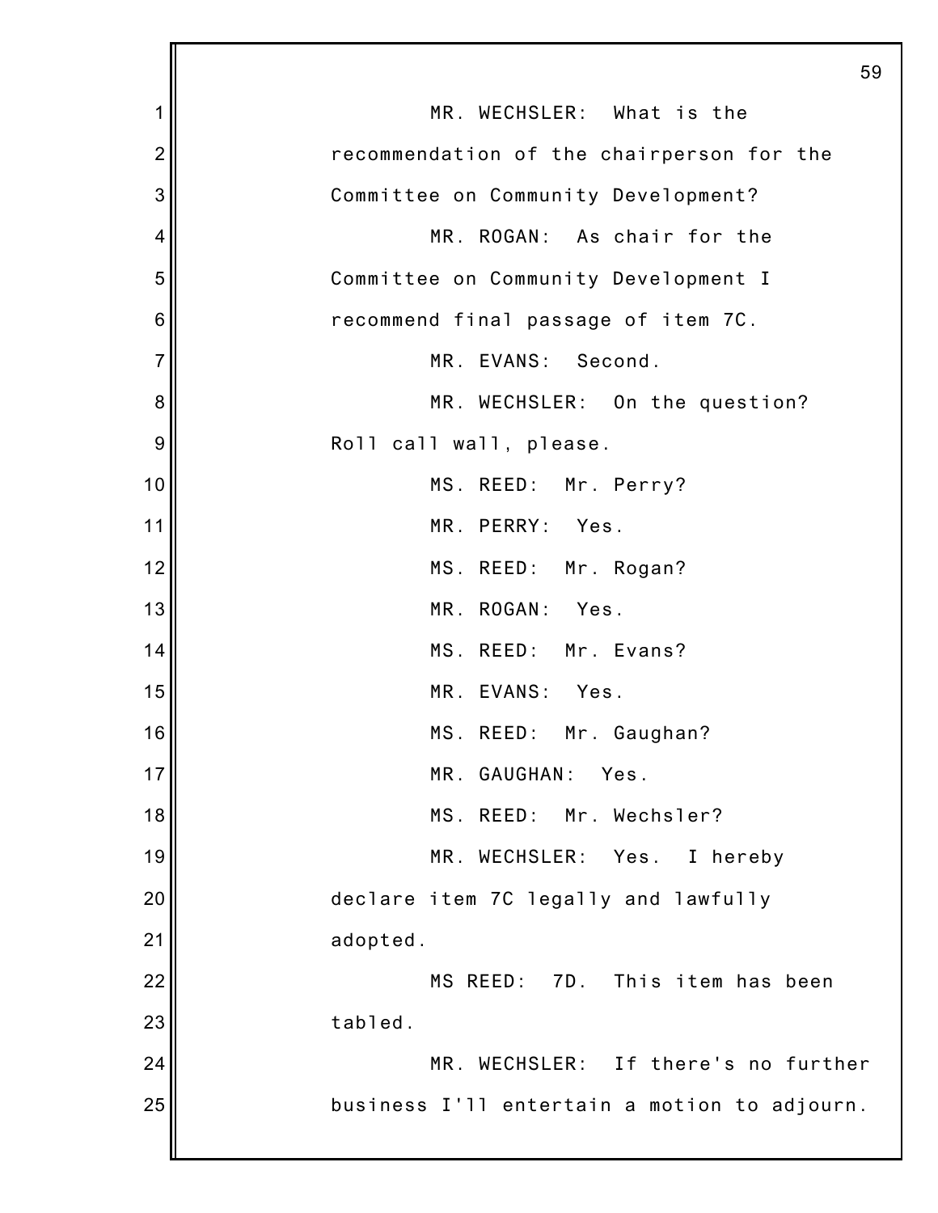MR. WECHSLER: What is the recommendation of the chairperson for the Committee on Community Development?

MR. ROGAN: As chair for the Committee on Community Development I recommend final passage of item 7C.

MR. EVANS: Second.

MR. WECHSLER: On the question? Roll call wall, please.

MS. REED: Mr. Perry?

MR. PERRY: Yes.

MS. REED: Mr. Rogan?

MR. ROGAN: Yes.

MS. REED: Mr. Evans?

MR. EVANS: Yes.

MS. REED: Mr. Gaughan?

MR. GAUGHAN: Yes.

MS. REED: Mr. Wechsler?

MR. WECHSLER: Yes. I hereby declare item 7C legally and lawfully adopted.

MS REED: 7D. This item has been tabled.

MR. WECHSLER: If there's no further business I'll entertain a motion to adjourn.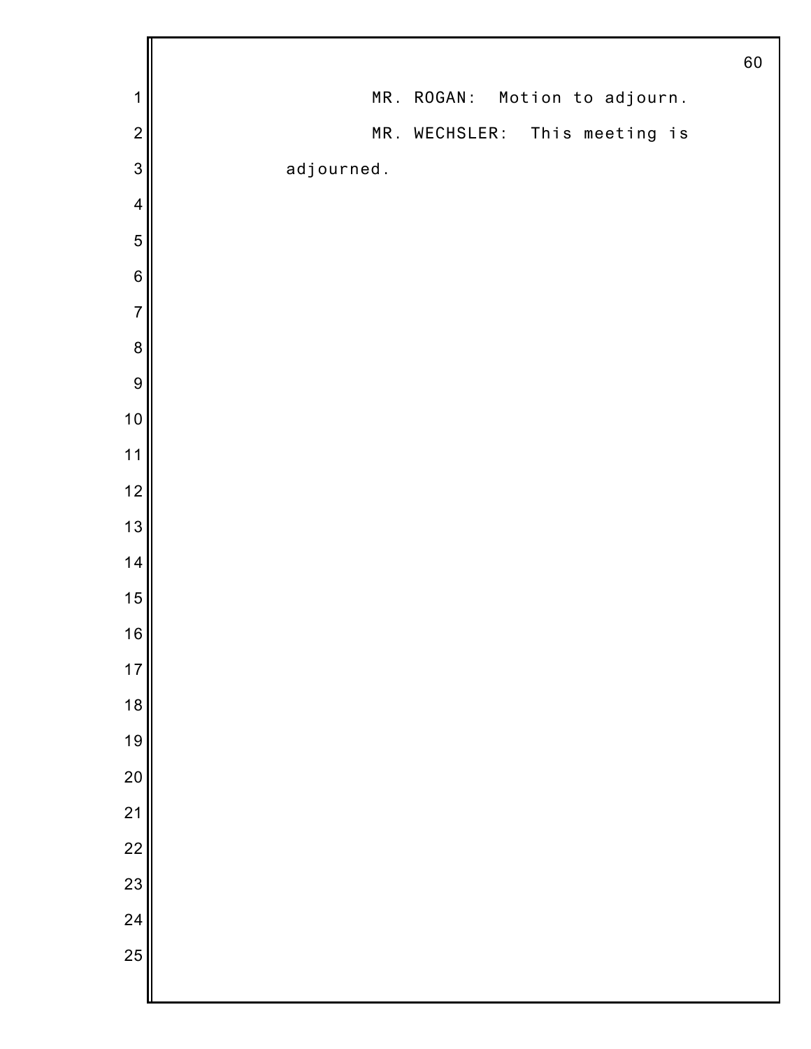MR. ROGAN: Motion to adjourn.

MR. WECHSLER: This meeting is adjourned.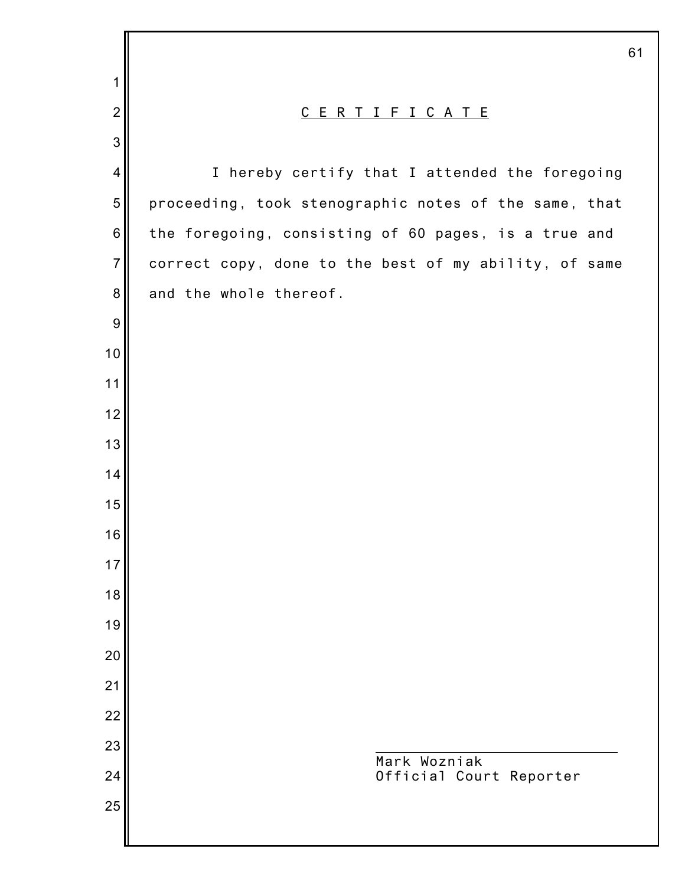## CERTIFICATE

I hereby certify that I attended the foregoing proceeding, took stenographic notes of the same, that the foregoing, consisting of 60 pages, is a true and correct copy, done to the best of my ability, of same and the whole thereof.

Mark Wozniak
Official Court Reporter